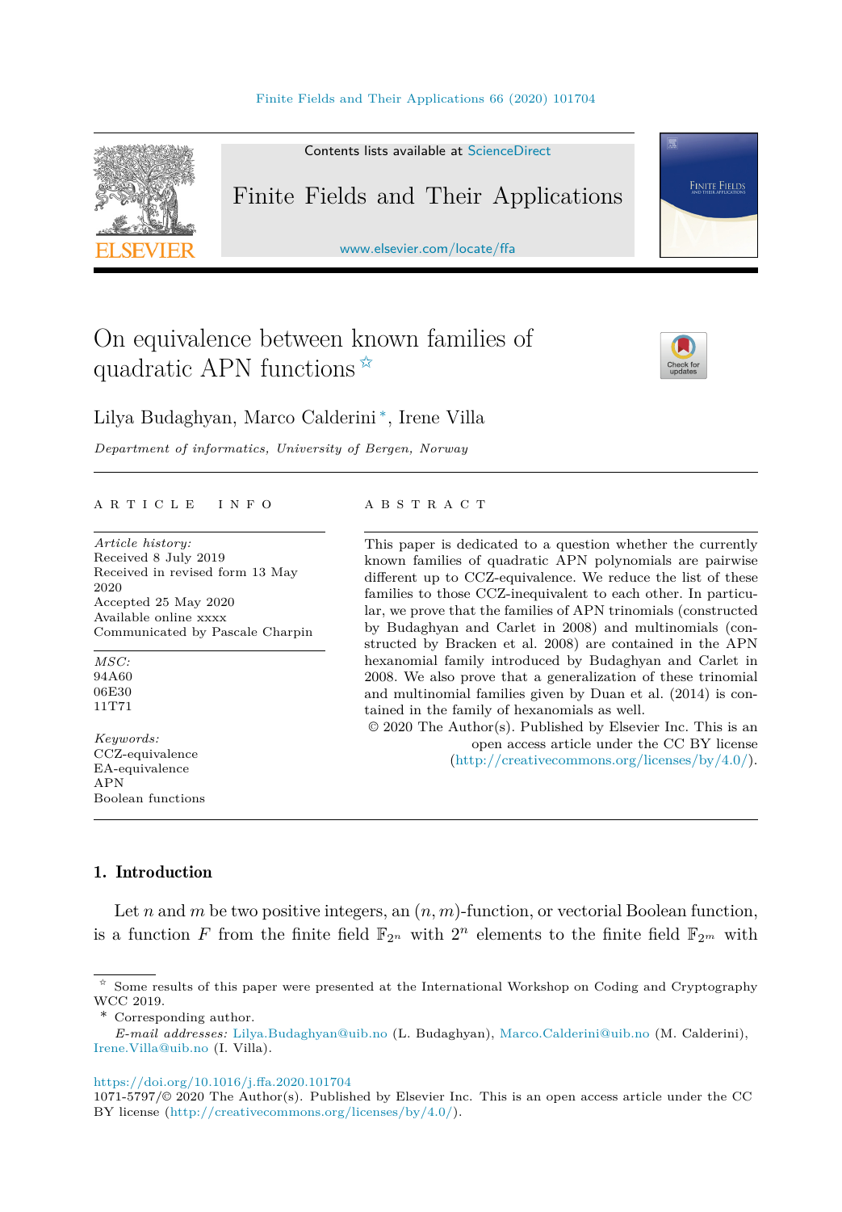# On equivalence between known families of quadratic APN functions ☆

Lilya Budaghyan, Marco Calderini *, Irene Villa

*Department of informatics, University of Bergen, Norway*

---

**ARTICLE INFO**

*Article history:*
Received 8 July 2019
Received in revised form 13 May 2020
Accepted 25 May 2020
Available online xxxx
Communicated by Pascale Charpin

*MSC:*
94A60
06E30
11T71

*Keywords:*
CCZ-equivalence
EA-equivalence
APN
Boolean functions

**ABSTRACT**

This paper is dedicated to a question whether the currently known families of quadratic APN polynomials are pairwise different up to CCZ-equivalence. We reduce the list of these families to those CCZ-inequivalent to each other. In particular, we prove that the families of APN trinomials (constructed by Budaghyan and Carlet in 2008) and multinomials (constructed by Bracken et al. 2008) are contained in the APN hexanomial family introduced by Budaghyan and Carlet in 2008. We also prove that a generalization of these trinomial and multinomial families given by Duan et al. (2014) is contained in the family of hexanomials as well.

© 2020 The Author(s). Published by Elsevier Inc. This is an open access article under the CC BY license (http://creativecommons.org/licenses/by/4.0/).

---

## 1. Introduction

Let $n$ and $m$ be two positive integers, an $(n, m)$-function, or vectorial Boolean function, is a function $F$ from the finite field $\mathbb{F}_{2^n}$ with $2^n$ elements to the finite field $\mathbb{F}_{2^m}$ with

---

☆ Some results of this paper were presented at the International Workshop on Coding and Cryptography WCC 2019.

\* Corresponding author.

*E-mail addresses:* Lilya.Budaghyan@uib.no (L. Budaghyan), Marco.Calderini@uib.no (M. Calderini), Irene.Villa@uib.no (I. Villa).

https://doi.org/10.1016/j.ffa.2020.101704
1071-5797/© 2020 The Author(s). Published by Elsevier Inc. This is an open access article under the CC BY license (http://creativecommons.org/licenses/by/4.0/).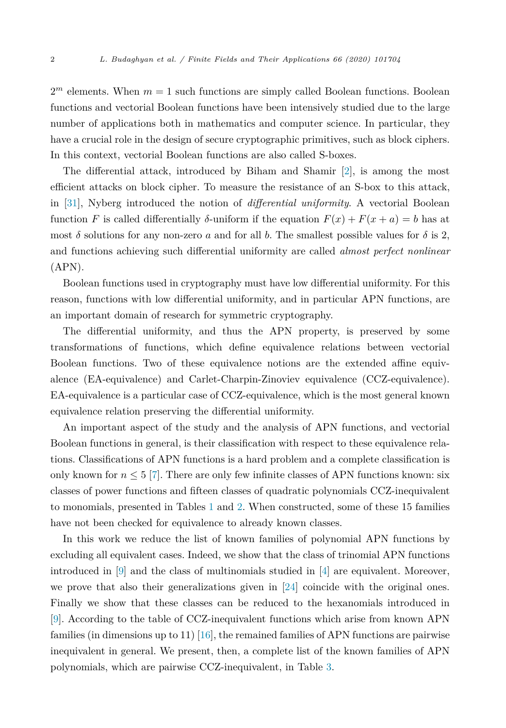$2^m$ elements. When $m = 1$ such functions are simply called Boolean functions. Boolean functions and vectorial Boolean functions have been intensively studied due to the large number of applications both in mathematics and computer science. In particular, they have a crucial role in the design of secure cryptographic primitives, such as block ciphers. In this context, vectorial Boolean functions are also called S-boxes.

The differential attack, introduced by Biham and Shamir [2], is among the most efficient attacks on block cipher. To measure the resistance of an S-box to this attack, in [31], Nyberg introduced the notion of *differential uniformity*. A vectorial Boolean function $F$ is called differentially $\delta$-uniform if the equation $F(x) + F(x + a) = b$ has at most $\delta$ solutions for any non-zero $a$ and for all $b$. The smallest possible values for $\delta$ is 2, and functions achieving such differential uniformity are called *almost perfect nonlinear* (APN).

Boolean functions used in cryptography must have low differential uniformity. For this reason, functions with low differential uniformity, and in particular APN functions, are an important domain of research for symmetric cryptography.

The differential uniformity, and thus the APN property, is preserved by some transformations of functions, which define equivalence relations between vectorial Boolean functions. Two of these equivalence notions are the extended affine equivalence (EA-equivalence) and Carlet-Charpin-Zinoviev equivalence (CCZ-equivalence). EA-equivalence is a particular case of CCZ-equivalence, which is the most general known equivalence relation preserving the differential uniformity.

An important aspect of the study and the analysis of APN functions, and vectorial Boolean functions in general, is their classification with respect to these equivalence relations. Classifications of APN functions is a hard problem and a complete classification is only known for $n \leq 5$ [7]. There are only few infinite classes of APN functions known: six classes of power functions and fifteen classes of quadratic polynomials CCZ-inequivalent to monomials, presented in Tables 1 and 2. When constructed, some of these 15 families have not been checked for equivalence to already known classes.

In this work we reduce the list of known families of polynomial APN functions by excluding all equivalent cases. Indeed, we show that the class of trinomial APN functions introduced in [9] and the class of multinomials studied in [4] are equivalent. Moreover, we prove that also their generalizations given in [24] coincide with the original ones. Finally we show that these classes can be reduced to the hexanomials introduced in [9]. According to the table of CCZ-inequivalent functions which arise from known APN families (in dimensions up to 11) [16], the remained families of APN functions are pairwise inequivalent in general. We present, then, a complete list of the known families of APN polynomials, which are pairwise CCZ-inequivalent, in Table 3.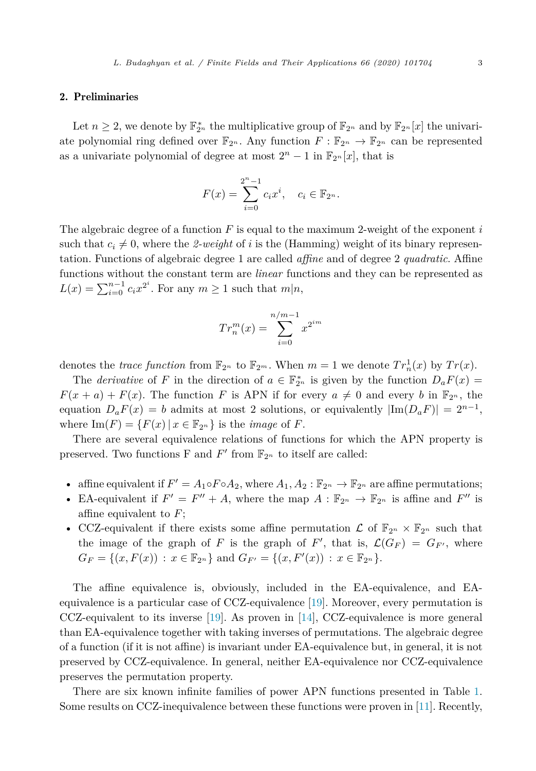## 2. Preliminaries

Let $n \geq 2$, we denote by $\mathbb{F}_{2^n}^*$ the multiplicative group of $\mathbb{F}_{2^n}$ and by $\mathbb{F}_{2^n}[x]$ the univariate polynomial ring defined over $\mathbb{F}_{2^n}$. Any function $F : \mathbb{F}_{2^n} \to \mathbb{F}_{2^n}$ can be represented as a univariate polynomial of degree at most $2^n - 1$ in $\mathbb{F}_{2^n}[x]$, that is

$$F(x) = \sum_{i=0}^{2^n-1} c_i x^i, \quad c_i \in \mathbb{F}_{2^n}.$$

The algebraic degree of a function $F$ is equal to the maximum 2-weight of the exponent $i$ such that $c_i \neq 0$, where the *2-weight* of $i$ is the (Hamming) weight of its binary representation. Functions of algebraic degree 1 are called *affine* and of degree 2 *quadratic*. Affine functions without the constant term are *linear* functions and they can be represented as $L(x) = \sum_{i=0}^{n-1} c_i x^{2^i}$. For any $m \geq 1$ such that $m|n$,

$$Tr_n^m(x) = \sum_{i=0}^{n/m-1} x^{2^{im}}$$

denotes the *trace function* from $\mathbb{F}_{2^n}$ to $\mathbb{F}_{2^m}$. When $m = 1$ we denote $Tr_n^1(x)$ by $Tr(x)$.

The *derivative* of $F$ in the direction of $a \in \mathbb{F}_{2^n}^*$ is given by the function $D_aF(x) = F(x + a) + F(x)$. The function $F$ is APN if for every $a \neq 0$ and every $b$ in $\mathbb{F}_{2^n}$, the equation $D_aF(x) = b$ admits at most 2 solutions, or equivalently $|\mathrm{Im}(D_aF)| = 2^{n-1}$, where $\mathrm{Im}(F) = \{F(x) \,|\, x \in \mathbb{F}_{2^n}\}$ is the *image* of $F$.

There are several equivalence relations of functions for which the APN property is preserved. Two functions F and $F'$ from $\mathbb{F}_{2^n}$ to itself are called:

- affine equivalent if $F' = A_1 \circ F \circ A_2$, where $A_1, A_2 : \mathbb{F}_{2^n} \to \mathbb{F}_{2^n}$ are affine permutations;
- EA-equivalent if $F' = F'' + A$, where the map $A : \mathbb{F}_{2^n} \to \mathbb{F}_{2^n}$ is affine and $F''$ is affine equivalent to $F$;
- CCZ-equivalent if there exists some affine permutation $\mathcal{L}$ of $\mathbb{F}_{2^n} \times \mathbb{F}_{2^n}$ such that the image of the graph of $F$ is the graph of $F'$, that is, $\mathcal{L}(G_F) = G_{F'}$, where $G_F = \{(x, F(x)) : x \in \mathbb{F}_{2^n}\}$ and $G_{F'} = \{(x, F'(x)) : x \in \mathbb{F}_{2^n}\}$.

The affine equivalence is, obviously, included in the EA-equivalence, and EA-equivalence is a particular case of CCZ-equivalence [19]. Moreover, every permutation is CCZ-equivalent to its inverse [19]. As proven in [14], CCZ-equivalence is more general than EA-equivalence together with taking inverses of permutations. The algebraic degree of a function (if it is not affine) is invariant under EA-equivalence but, in general, it is not preserved by CCZ-equivalence. In general, neither EA-equivalence nor CCZ-equivalence preserves the permutation property.

There are six known infinite families of power APN functions presented in Table 1. Some results on CCZ-inequivalence between these functions were proven in [11]. Recently,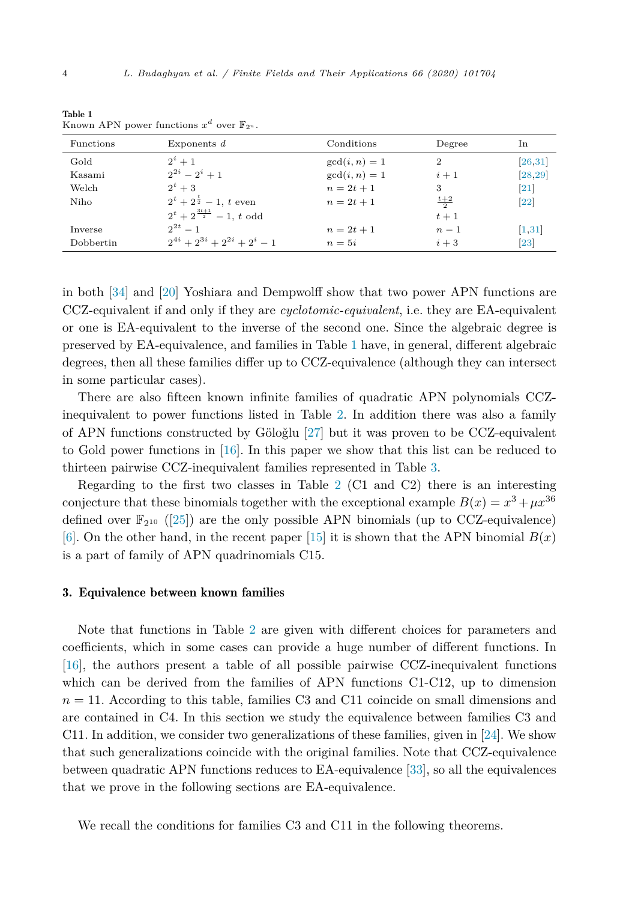**Table 1**
Known APN power functions $x^d$ over $\mathbb{F}_{2^n}$.

| Functions | Exponents $d$ | Conditions | Degree | In |
|---|---|---|---|---|
| Gold | $2^i+1$ | $\gcd(i,n)=1$ | 2 | [26,31] |
| Kasami | $2^{2i}-2^i+1$ | $\gcd(i,n)=1$ | $i+1$ | [28,29] |
| Welch | $2^t+3$ | $n=2t+1$ | 3 | [21] |
| Niho | $2^t+2^{\frac{t}{2}}-1$, $t$ even | $n=2t+1$ | $\frac{t+2}{2}$ | [22] |
| | $2^t+2^{\frac{3t+1}{2}}-1$, $t$ odd | | $t+1$ | |
| Inverse | $2^{2t}-1$ | $n=2t+1$ | $n-1$ | [1,31] |
| Dobbertin | $2^{4i}+2^{3i}+2^{2i}+2^i-1$ | $n=5i$ | $i+3$ | [23] |

in both [34] and [20] Yoshiara and Dempwolff show that two power APN functions are CCZ-equivalent if and only if they are *cyclotomic-equivalent*, i.e. they are EA-equivalent or one is EA-equivalent to the inverse of the second one. Since the algebraic degree is preserved by EA-equivalence, and families in Table 1 have, in general, different algebraic degrees, then all these families differ up to CCZ-equivalence (although they can intersect in some particular cases).

There are also fifteen known infinite families of quadratic APN polynomials CCZ-inequivalent to power functions listed in Table 2. In addition there was also a family of APN functions constructed by Göloğlu [27] but it was proven to be CCZ-equivalent to Gold power functions in [16]. In this paper we show that this list can be reduced to thirteen pairwise CCZ-inequivalent families represented in Table 3.

Regarding to the first two classes in Table 2 (C1 and C2) there is an interesting conjecture that these binomials together with the exceptional example $B(x)=x^3+\mu x^{36}$ defined over $\mathbb{F}_{2^{10}}$ ([25]) are the only possible APN binomials (up to CCZ-equivalence) [6]. On the other hand, in the recent paper [15] it is shown that the APN binomial $B(x)$ is a part of family of APN quadrinomials C15.

## 3. Equivalence between known families

Note that functions in Table 2 are given with different choices for parameters and coefficients, which in some cases can provide a huge number of different functions. In [16], the authors present a table of all possible pairwise CCZ-inequivalent functions which can be derived from the families of APN functions C1-C12, up to dimension $n=11$. According to this table, families C3 and C11 coincide on small dimensions and are contained in C4. In this section we study the equivalence between families C3 and C11. In addition, we consider two generalizations of these families, given in [24]. We show that such generalizations coincide with the original families. Note that CCZ-equivalence between quadratic APN functions reduces to EA-equivalence [33], so all the equivalences that we prove in the following sections are EA-equivalence.

We recall the conditions for families C3 and C11 in the following theorems.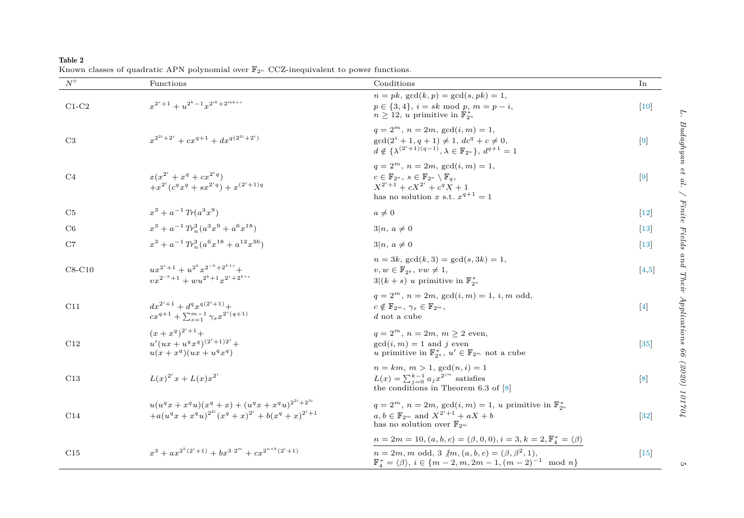**Table 2**
Known classes of quadratic APN polynomial over $\mathbb{F}_{2^n}$ CCZ-inequivalent to power functions.

| $N^\circ$ | Functions | Conditions | In |
|---|---|---|---|
| C1-C2 | $x^{2^s+1} + u^{2^k-1}x^{2^{ik}+2^{mk+s}}$ | $n = pk$, $\gcd(k,p) = \gcd(s,pk) = 1$, $p \in \{3,4\}$, $i = sk \bmod p$, $m = p - i$, $n \geq 12$, $u$ primitive in $\mathbb{F}_{2^n}^*$ | [10] |
| C3 | $x^{2^{2i}+2^i} + cx^{q+1} + dx^{q(2^{2i}+2^i)}$ | $q = 2^m$, $n = 2m$, $\gcd(i,m) = 1$, $\gcd(2^i+1, q+1) \neq 1$, $dc^q + c \neq 0$, $d \notin \{\lambda^{(2^i+1)(q-1)}, \lambda \in \mathbb{F}_{2^n}\}$, $d^{q+1} = 1$ | [9] |
| C4 | $x(x^{2^i} + x^q + cx^{2^i q}) + x^{2^i}(c^q x^q + sx^{2^i q}) + x^{(2^i+1)q}$ | $q = 2^m$, $n = 2m$, $\gcd(i,m) = 1$, $c \in \mathbb{F}_{2^n}$, $s \in \mathbb{F}_{2^n} \setminus \mathbb{F}_q$, $X^{2^i+1} + cX^{2^i} + c^q X + 1$ has no solution $x$ s.t. $x^{q+1} = 1$ | [9] |
| C5 | $x^3 + a^{-1}\,Tr(a^3x^9)$ | $a \neq 0$ | [12] |
| C6 | $x^3 + a^{-1}\,Tr_n^3(a^3x^9 + a^6x^{18})$ | $3\|n$, $a \neq 0$ | [13] |
| C7 | $x^3 + a^{-1}\,Tr_n^3(a^6x^{18} + a^{12}x^{36})$ | $3\|n$, $a \neq 0$ | [13] |
| C8-C10 | $ux^{2^s+1} + u^{2^k}x^{2^{-k}+2^{k+s}} + vx^{2^{-k}+1} + wu^{2^k+1}x^{2^s+2^{k+s}}$ | $n = 3k$, $\gcd(k,3) = \gcd(s,3k) = 1$, $v, w \in \mathbb{F}_{2^k}$, $vw \neq 1$, $3\|(k+s)$ $u$ primitive in $\mathbb{F}_{2^n}^*$ | [4,5] |
| C11 | $dx^{2^i+1} + d^q x^{q(2^i+1)} + cx^{q+1} + \sum_{s=1}^{m-1}\gamma_s x^{2^s(q+1)}$ | $q = 2^m$, $n = 2m$, $\gcd(i,m) = 1$, $i, m$ odd, $c \notin \mathbb{F}_{2^m}$, $\gamma_s \in \mathbb{F}_{2^m}$, $d$ not a cube | [4] |
| C12 | $(x + x^q)^{2^i+1} + u'(ux + u^q x^q)^{(2^i+1)2^j} + u(x + x^q)(ux + u^q x^q)$ | $q = 2^m$, $n = 2m$, $m \geq 2$ even, $\gcd(i,m) = 1$ and $j$ even, $u$ primitive in $\mathbb{F}_{2^n}^*$, $u' \in \mathbb{F}_{2^m}$ not a cube | [35] |
| C13 | $L(x)^{2^i}x + L(x)x^{2^i}$ | $n = km$, $m > 1$, $\gcd(n,i) = 1$, $L(x) = \sum_{j=0}^{k-1} a_j x^{2^{jm}}$ satisfies the conditions in Theorem 6.3 of [8] | [8] |
| C14 | $u(u^q x + x^q u)(x^q + x) + (u^q x + x^q u)^{2^{2i}+2^{3i}} + a(u^q x + x^q u)^{2^{2i}}(x^q + x)^{2^i} + b(x^q + x)^{2^i+1}$ | $q = 2^m$, $n = 2m$, $\gcd(i,m) = 1$, $u$ primitive in $\mathbb{F}_{2^n}^*$, $a, b \in \mathbb{F}_{2^m}$ and $X^{2^i+1} + aX + b$ has no solution over $\mathbb{F}_{2^m}$ | [32] |
| C15 | $x^3 + ax^{2^k(2^i+1)} + bx^{3\cdot 2^m} + cx^{2^{n+k}(2^i+1)}$ | $n = 2m = 10, (a,b,c) = (\beta, 0, 0), i = 3, k = 2, \mathbb{F}_4^* = \langle\beta\rangle$; $n = 2m, m$ odd, $3 \nmid m, (a,b,c) = (\beta, \beta^2, 1)$, $\mathbb{F}_4^* = \langle\beta\rangle$, $i \in \{m-2, m, 2m-1, (m-2)^{-1} \bmod n\}$ | [15] |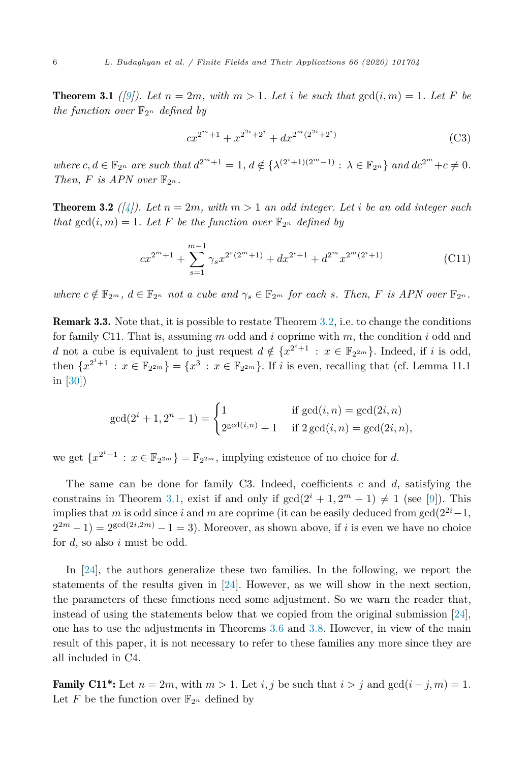**Theorem 3.1** *([9]). Let $n = 2m$, with $m > 1$. Let $i$ be such that $\gcd(i, m) = 1$. Let $F$ be the function over $\mathbb{F}_{2^n}$ defined by*

$$cx^{2^m+1} + x^{2^{2i}+2^i} + dx^{2^m(2^{2i}+2^i)} \tag{C3}$$

*where $c, d \in \mathbb{F}_{2^n}$ are such that $d^{2^m+1} = 1$, $d \notin \{\lambda^{(2^i+1)(2^m-1)} : \lambda \in \mathbb{F}_{2^n}\}$ and $dc^{2^m}+c \neq 0$. Then, $F$ is APN over $\mathbb{F}_{2^n}$.*

**Theorem 3.2** *([4]). Let $n = 2m$, with $m > 1$ an odd integer. Let $i$ be an odd integer such that $\gcd(i, m) = 1$. Let $F$ be the function over $\mathbb{F}_{2^n}$ defined by*

$$cx^{2^m+1} + \sum_{s=1}^{m-1} \gamma_s x^{2^s(2^m+1)} + dx^{2^i+1} + d^{2^m} x^{2^m(2^i+1)} \tag{C11}$$

*where $c \notin \mathbb{F}_{2^m}$, $d \in \mathbb{F}_{2^n}$ not a cube and $\gamma_s \in \mathbb{F}_{2^m}$ for each $s$. Then, $F$ is APN over $\mathbb{F}_{2^n}$.*

**Remark 3.3.** Note that, it is possible to restate Theorem 3.2, i.e. to change the conditions for family C11. That is, assuming $m$ odd and $i$ coprime with $m$, the condition $i$ odd and $d$ not a cube is equivalent to just request $d \notin \{x^{2^i+1} : x \in \mathbb{F}_{2^{2m}}\}$. Indeed, if $i$ is odd, then $\{x^{2^i+1} : x \in \mathbb{F}_{2^{2m}}\} = \{x^3 : x \in \mathbb{F}_{2^{2m}}\}$. If $i$ is even, recalling that (cf. Lemma 11.1 in [30])

$$\gcd(2^i + 1, 2^n - 1) = \begin{cases} 1 & \text{if } \gcd(i, n) = \gcd(2i, n) \\ 2^{\gcd(i,n)} + 1 & \text{if } 2\gcd(i, n) = \gcd(2i, n), \end{cases}$$

we get $\{x^{2^i+1} : x \in \mathbb{F}_{2^{2m}}\} = \mathbb{F}_{2^{2m}}$, implying existence of no choice for $d$.

The same can be done for family C3. Indeed, coefficients $c$ and $d$, satisfying the constrains in Theorem 3.1, exist if and only if $\gcd(2^i + 1, 2^m + 1) \neq 1$ (see [9]). This implies that $m$ is odd since $i$ and $m$ are coprime (it can be easily deduced from $\gcd(2^{2i}-1, 2^{2m} - 1) = 2^{\gcd(2i,2m)} - 1 = 3$). Moreover, as shown above, if $i$ is even we have no choice for $d$, so also $i$ must be odd.

In [24], the authors generalize these two families. In the following, we report the statements of the results given in [24]. However, as we will show in the next section, the parameters of these functions need some adjustment. So we warn the reader that, instead of using the statements below that we copied from the original submission [24], one has to use the adjustments in Theorems 3.6 and 3.8. However, in view of the main result of this paper, it is not necessary to refer to these families any more since they are all included in C4.

**Family C11\*:** Let $n = 2m$, with $m > 1$. Let $i, j$ be such that $i > j$ and $\gcd(i - j, m) = 1$. Let $F$ be the function over $\mathbb{F}_{2^n}$ defined by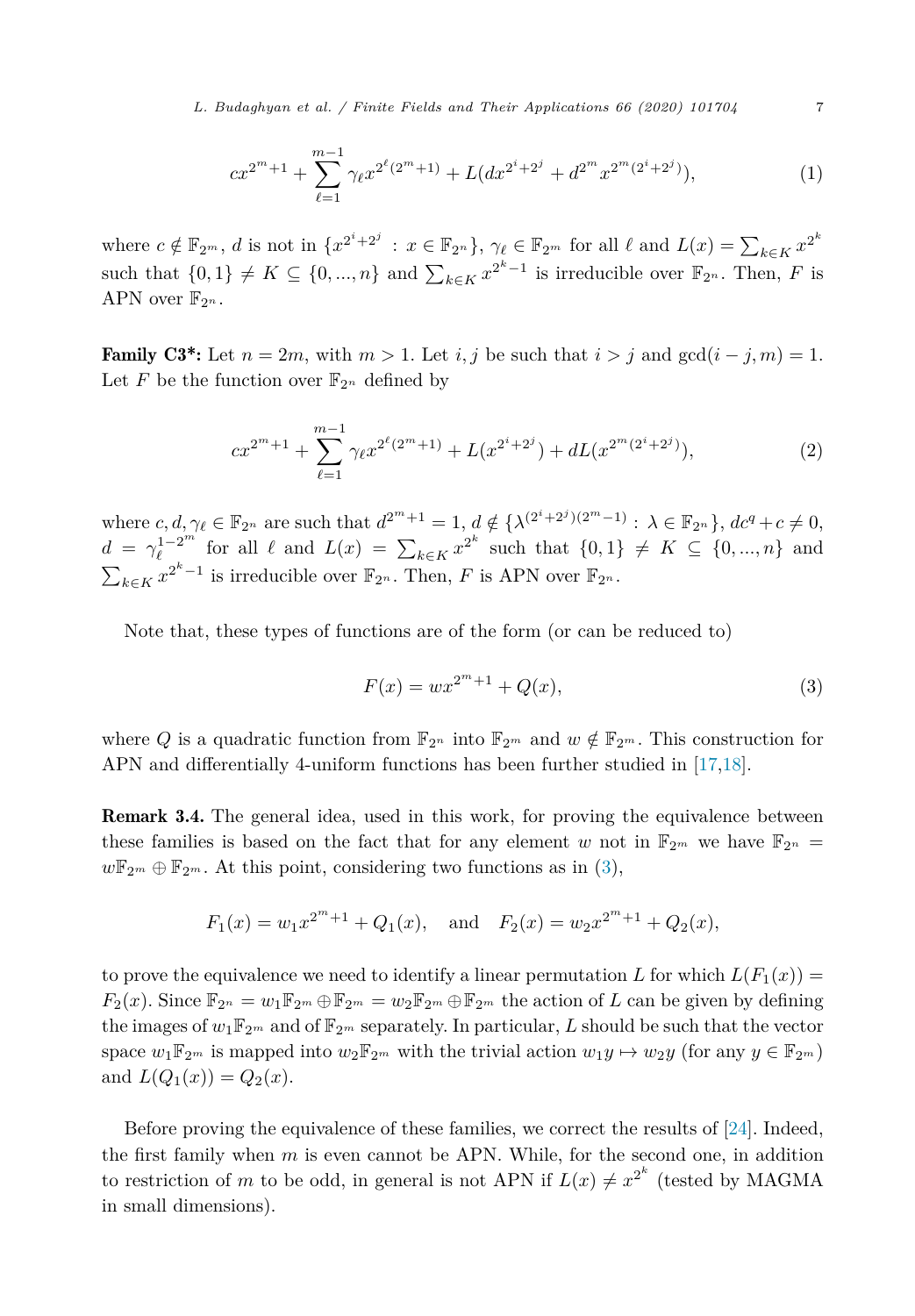$$cx^{2^m+1} + \sum_{\ell=1}^{m-1} \gamma_\ell x^{2^\ell(2^m+1)} + L(dx^{2^i+2^j} + d^{2^m} x^{2^m(2^i+2^j)}), \tag{1}$$

where $c \notin \mathbb{F}_{2^m}$, $d$ is not in $\{x^{2^i+2^j} : x \in \mathbb{F}_{2^n}\}$, $\gamma_\ell \in \mathbb{F}_{2^m}$ for all $\ell$ and $L(x) = \sum_{k\in K} x^{2^k}$ such that $\{0,1\} \neq K \subseteq \{0, ..., n\}$ and $\sum_{k\in K} x^{2^k-1}$ is irreducible over $\mathbb{F}_{2^n}$. Then, $F$ is APN over $\mathbb{F}_{2^n}$.

**Family C3\*:** Let $n = 2m$, with $m > 1$. Let $i, j$ be such that $i > j$ and $\gcd(i - j, m) = 1$. Let $F$ be the function over $\mathbb{F}_{2^n}$ defined by

$$cx^{2^m+1} + \sum_{\ell=1}^{m-1} \gamma_\ell x^{2^\ell(2^m+1)} + L(x^{2^i+2^j}) + dL(x^{2^m(2^i+2^j)}), \tag{2}$$

where $c, d, \gamma_\ell \in \mathbb{F}_{2^n}$ are such that $d^{2^m+1} = 1$, $d \notin \{\lambda^{(2^i+2^j)(2^m-1)} : \lambda \in \mathbb{F}_{2^n}\}$, $dc^q + c \neq 0$, $d = \gamma_\ell^{1-2^m}$ for all $\ell$ and $L(x) = \sum_{k\in K} x^{2^k}$ such that $\{0,1\} \neq K \subseteq \{0, ..., n\}$ and $\sum_{k\in K} x^{2^k-1}$ is irreducible over $\mathbb{F}_{2^n}$. Then, $F$ is APN over $\mathbb{F}_{2^n}$.

Note that, these types of functions are of the form (or can be reduced to)

$$F(x) = wx^{2^m+1} + Q(x), \tag{3}$$

where $Q$ is a quadratic function from $\mathbb{F}_{2^n}$ into $\mathbb{F}_{2^m}$ and $w \notin \mathbb{F}_{2^m}$. This construction for APN and differentially 4-uniform functions has been further studied in [17,18].

**Remark 3.4.** The general idea, used in this work, for proving the equivalence between these families is based on the fact that for any element $w$ not in $\mathbb{F}_{2^m}$ we have $\mathbb{F}_{2^n} = w\mathbb{F}_{2^m} \oplus \mathbb{F}_{2^m}$. At this point, considering two functions as in (3),

$$F_1(x) = w_1 x^{2^m+1} + Q_1(x), \quad \text{and} \quad F_2(x) = w_2 x^{2^m+1} + Q_2(x),$$

to prove the equivalence we need to identify a linear permutation $L$ for which $L(F_1(x)) = F_2(x)$. Since $\mathbb{F}_{2^n} = w_1\mathbb{F}_{2^m} \oplus \mathbb{F}_{2^m} = w_2\mathbb{F}_{2^m} \oplus \mathbb{F}_{2^m}$ the action of $L$ can be given by defining the images of $w_1\mathbb{F}_{2^m}$ and of $\mathbb{F}_{2^m}$ separately. In particular, $L$ should be such that the vector space $w_1\mathbb{F}_{2^m}$ is mapped into $w_2\mathbb{F}_{2^m}$ with the trivial action $w_1 y \mapsto w_2 y$ (for any $y \in \mathbb{F}_{2^m}$) and $L(Q_1(x)) = Q_2(x)$.

Before proving the equivalence of these families, we correct the results of [24]. Indeed, the first family when $m$ is even cannot be APN. While, for the second one, in addition to restriction of $m$ to be odd, in general is not APN if $L(x) \neq x^{2^k}$ (tested by MAGMA in small dimensions).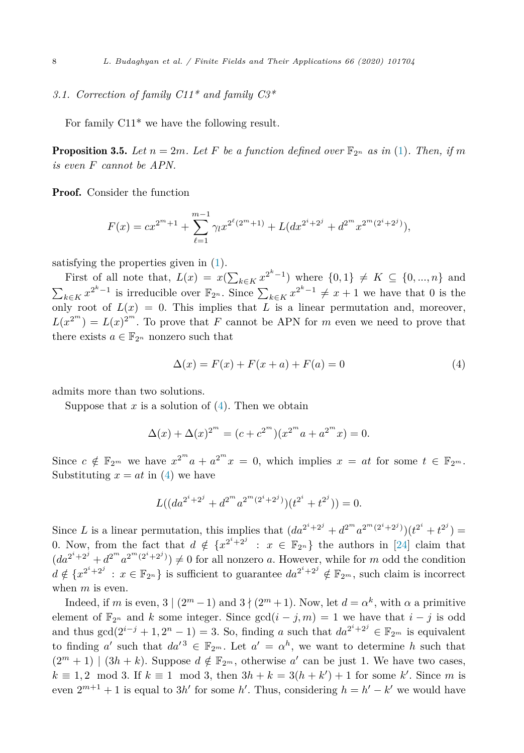### 3.1. Correction of family C11* and family C3*

For family C11* we have the following result.

**Proposition 3.5.** *Let $n = 2m$. Let $F$ be a function defined over $\mathbb{F}_{2^n}$ as in (1). Then, if $m$ is even $F$ cannot be APN.*

**Proof.** Consider the function

$$F(x) = cx^{2^m+1} + \sum_{\ell=1}^{m-1} \gamma_l x^{2^\ell(2^m+1)} + L(dx^{2^i+2^j} + d^{2^m}x^{2^m(2^i+2^j)}),$$

satisfying the properties given in (1).

First of all note that, $L(x) = x(\sum_{k\in K} x^{2^k-1})$ where $\{0, 1\} \neq K \subseteq \{0, ..., n\}$ and $\sum_{k\in K} x^{2^k-1}$ is irreducible over $\mathbb{F}_{2^n}$. Since $\sum_{k\in K} x^{2^k-1} \neq x + 1$ we have that 0 is the only root of $L(x) = 0$. This implies that $L$ is a linear permutation and, moreover, $L(x^{2^m}) = L(x)^{2^m}$. To prove that $F$ cannot be APN for $m$ even we need to prove that there exists $a \in \mathbb{F}_{2^n}$ nonzero such that

$$\Delta(x) = F(x) + F(x + a) + F(a) = 0 \tag{4}$$

admits more than two solutions.

Suppose that $x$ is a solution of (4). Then we obtain

$$\Delta(x) + \Delta(x)^{2^m} = (c + c^{2^m})(x^{2^m}a + a^{2^m}x) = 0.$$

Since $c \notin \mathbb{F}_{2^m}$ we have $x^{2^m}a + a^{2^m}x = 0$, which implies $x = at$ for some $t \in \mathbb{F}_{2^m}$. Substituting $x = at$ in (4) we have

$$L((da^{2^i+2^j} + d^{2^m}a^{2^m(2^i+2^j)})(t^{2^i} + t^{2^j})) = 0.$$

Since $L$ is a linear permutation, this implies that $(da^{2^i+2^j} + d^{2^m}a^{2^m(2^i+2^j)})(t^{2^i} + t^{2^j}) = 0$. Now, from the fact that $d \notin \{x^{2^i+2^j} : x \in \mathbb{F}_{2^n}\}$ the authors in [24] claim that $(da^{2^i+2^j} + d^{2^m}a^{2^m(2^i+2^j)}) \neq 0$ for all nonzero $a$. However, while for $m$ odd the condition $d \notin \{x^{2^i+2^j} : x \in \mathbb{F}_{2^n}\}$ is sufficient to guarantee $da^{2^i+2^j} \notin \mathbb{F}_{2^m}$, such claim is incorrect when $m$ is even.

Indeed, if $m$ is even, $3 \mid (2^m - 1)$ and $3 \nmid (2^m + 1)$. Now, let $d = \alpha^k$, with $\alpha$ a primitive element of $\mathbb{F}_{2^n}$ and $k$ some integer. Since $\gcd(i - j, m) = 1$ we have that $i - j$ is odd and thus $\gcd(2^{i-j} + 1, 2^n - 1) = 3$. So, finding $a$ such that $da^{2^i+2^j} \in \mathbb{F}_{2^m}$ is equivalent to finding $a'$ such that $da'^3 \in \mathbb{F}_{2^m}$. Let $a' = \alpha^h$, we want to determine $h$ such that $(2^m + 1) \mid (3h + k)$. Suppose $d \notin \mathbb{F}_{2^m}$, otherwise $a'$ can be just 1. We have two cases, $k \equiv 1, 2 \mod 3$. If $k \equiv 1 \mod 3$, then $3h + k = 3(h + k') + 1$ for some $k'$. Since $m$ is even $2^{m+1} + 1$ is equal to $3h'$ for some $h'$. Thus, considering $h = h' - k'$ we would have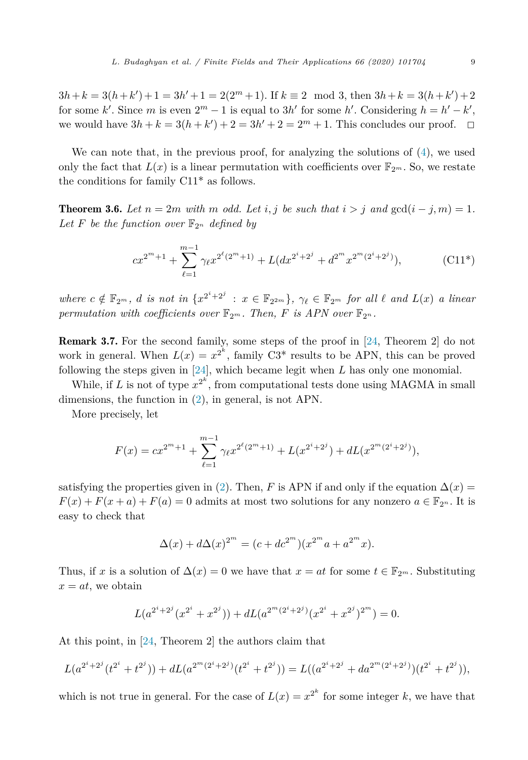$3h+k = 3(h+k')+1 = 3h'+1 = 2(2^m+1)$. If $k \equiv 2 \mod 3$, then $3h+k = 3(h+k')+2$ for some $k'$. Since $m$ is even $2^m - 1$ is equal to $3h'$ for some $h'$. Considering $h = h' - k'$, we would have $3h+k = 3(h+k')+2 = 3h'+2 = 2^m+1$. This concludes our proof. □

We can note that, in the previous proof, for analyzing the solutions of (4), we used only the fact that $L(x)$ is a linear permutation with coefficients over $\mathbb{F}_{2^m}$. So, we restate the conditions for family C11* as follows.

**Theorem 3.6.** *Let $n = 2m$ with $m$ odd. Let $i, j$ be such that $i > j$ and $\gcd(i-j, m) = 1$. Let $F$ be the function over $\mathbb{F}_{2^n}$ defined by*

$$cx^{2^m+1} + \sum_{\ell=1}^{m-1} \gamma_\ell x^{2^\ell(2^m+1)} + L(dx^{2^i+2^j} + d^{2^m} x^{2^m(2^i+2^j)}), \tag{C11*}$$

*where $c \notin \mathbb{F}_{2^m}$, $d$ is not in $\{x^{2^i+2^j} : x \in \mathbb{F}_{2^{2m}}\}$, $\gamma_\ell \in \mathbb{F}_{2^m}$ for all $\ell$ and $L(x)$ a linear permutation with coefficients over $\mathbb{F}_{2^m}$. Then, $F$ is APN over $\mathbb{F}_{2^n}$.*

**Remark 3.7.** For the second family, some steps of the proof in [24, Theorem 2] do not work in general. When $L(x) = x^{2^k}$, family C3* results to be APN, this can be proved following the steps given in [24], which became legit when $L$ has only one monomial.

While, if $L$ is not of type $x^{2^k}$, from computational tests done using MAGMA in small dimensions, the function in (2), in general, is not APN.

More precisely, let

$$F(x) = cx^{2^m+1} + \sum_{\ell=1}^{m-1} \gamma_\ell x^{2^\ell(2^m+1)} + L(x^{2^i+2^j}) + dL(x^{2^m(2^i+2^j)}),$$

satisfying the properties given in (2). Then, $F$ is APN if and only if the equation $\Delta(x) = F(x) + F(x+a) + F(a) = 0$ admits at most two solutions for any nonzero $a \in \mathbb{F}_{2^n}$. It is easy to check that

$$\Delta(x) + d\Delta(x)^{2^m} = (c + dc^{2^m})(x^{2^m} a + a^{2^m} x).$$

Thus, if $x$ is a solution of $\Delta(x) = 0$ we have that $x = at$ for some $t \in \mathbb{F}_{2^m}$. Substituting $x = at$, we obtain

$$L(a^{2^i+2^j}(x^{2^i} + x^{2^j})) + dL(a^{2^m(2^i+2^j)}(x^{2^i} + x^{2^j})^{2^m}) = 0.$$

At this point, in [24, Theorem 2] the authors claim that

$$L(a^{2^i+2^j}(t^{2^i} + t^{2^j})) + dL(a^{2^m(2^i+2^j)}(t^{2^i} + t^{2^j})) = L((a^{2^i+2^j} + da^{2^m(2^i+2^j)})(t^{2^i} + t^{2^j})),$$

which is not true in general. For the case of $L(x) = x^{2^k}$ for some integer $k$, we have that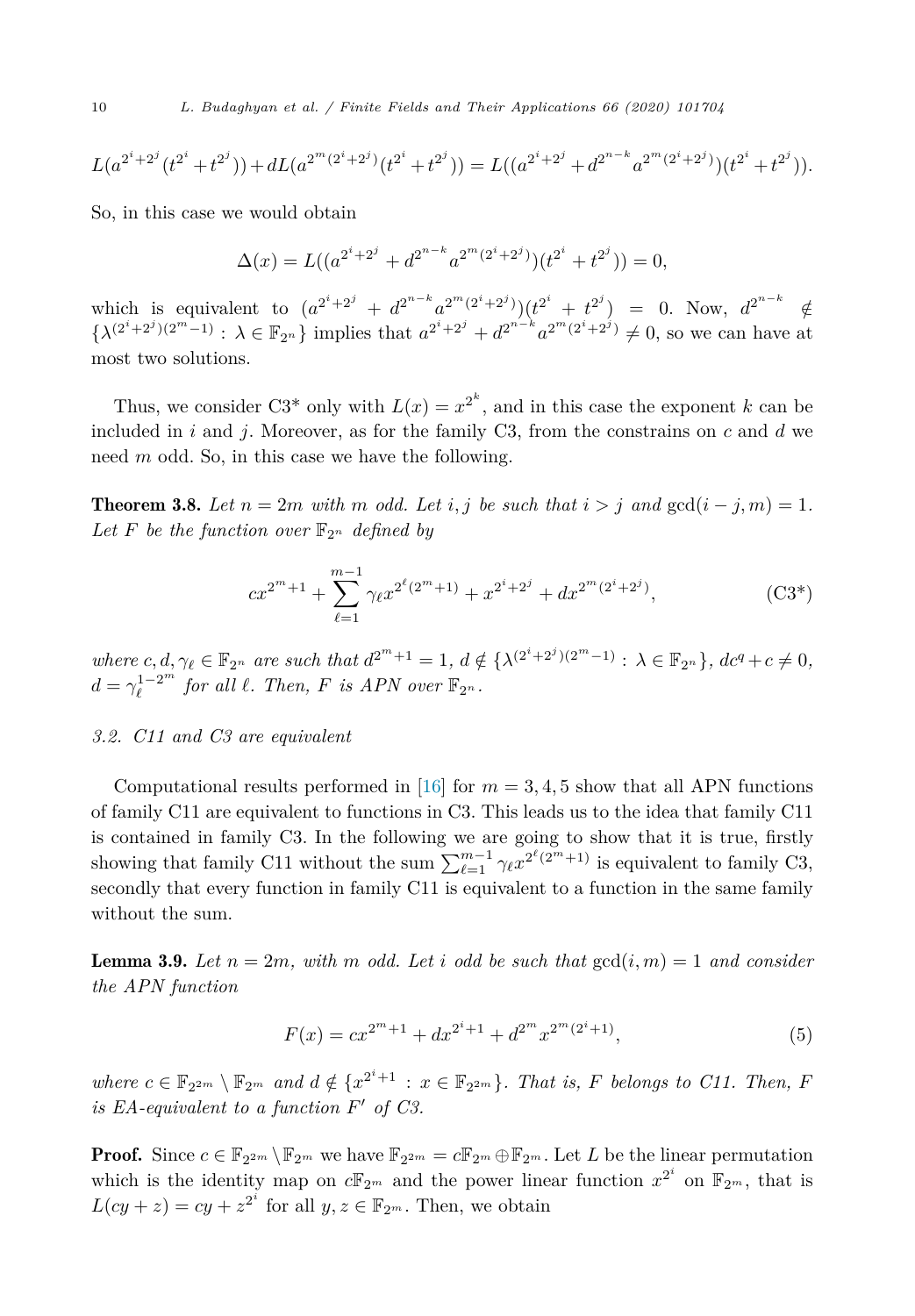$$L(a^{2^i+2^j}(t^{2^i}+t^{2^j}))+dL(a^{2^m(2^i+2^j)}(t^{2^i}+t^{2^j}))=L((a^{2^i+2^j}+d^{2^{n-k}}a^{2^m(2^i+2^j)})(t^{2^i}+t^{2^j})).$$

So, in this case we would obtain

$$\Delta(x)=L((a^{2^i+2^j}+d^{2^{n-k}}a^{2^m(2^i+2^j)})(t^{2^i}+t^{2^j}))=0,$$

which is equivalent to $(a^{2^i+2^j}+d^{2^{n-k}}a^{2^m(2^i+2^j)})(t^{2^i}+t^{2^j})=0$. Now, $d^{2^{n-k}}\notin\{\lambda^{(2^i+2^j)(2^m-1)}:\lambda\in\mathbb{F}_{2^n}\}$ implies that $a^{2^i+2^j}+d^{2^{n-k}}a^{2^m(2^i+2^j)}\neq 0$, so we can have at most two solutions.

Thus, we consider C3* only with $L(x)=x^{2^k}$, and in this case the exponent $k$ can be included in $i$ and $j$. Moreover, as for the family C3, from the constrains on $c$ and $d$ we need $m$ odd. So, in this case we have the following.

**Theorem 3.8.** *Let $n=2m$ with $m$ odd. Let $i,j$ be such that $i>j$ and $\gcd(i-j,m)=1$. Let $F$ be the function over $\mathbb{F}_{2^n}$ defined by*

$$cx^{2^m+1}+\sum_{\ell=1}^{m-1}\gamma_\ell x^{2^\ell(2^m+1)}+x^{2^i+2^j}+dx^{2^m(2^i+2^j)}, \tag{C3*}$$

*where $c,d,\gamma_\ell\in\mathbb{F}_{2^n}$ are such that $d^{2^m+1}=1$, $d\notin\{\lambda^{(2^i+2^j)(2^m-1)}:\lambda\in\mathbb{F}_{2^n}\}$, $dc^q+c\neq 0$, $d=\gamma_\ell^{1-2^m}$ for all $\ell$. Then, $F$ is APN over $\mathbb{F}_{2^n}$.*

### 3.2. C11 and C3 are equivalent

Computational results performed in [16] for $m=3,4,5$ show that all APN functions of family C11 are equivalent to functions in C3. This leads us to the idea that family C11 is contained in family C3. In the following we are going to show that it is true, firstly showing that family C11 without the sum $\sum_{\ell=1}^{m-1}\gamma_\ell x^{2^\ell(2^m+1)}$ is equivalent to family C3, secondly that every function in family C11 is equivalent to a function in the same family without the sum.

**Lemma 3.9.** *Let $n=2m$, with $m$ odd. Let $i$ odd be such that $\gcd(i,m)=1$ and consider the APN function*

$$F(x)=cx^{2^m+1}+dx^{2^i+1}+d^{2^m}x^{2^m(2^i+1)}, \tag{5}$$

*where $c\in\mathbb{F}_{2^{2m}}\setminus\mathbb{F}_{2^m}$ and $d\notin\{x^{2^i+1}:x\in\mathbb{F}_{2^{2m}}\}$. That is, $F$ belongs to C11. Then, $F$ is EA-equivalent to a function $F'$ of C3.*

**Proof.** Since $c\in\mathbb{F}_{2^{2m}}\setminus\mathbb{F}_{2^m}$ we have $\mathbb{F}_{2^{2m}}=c\mathbb{F}_{2^m}\oplus\mathbb{F}_{2^m}$. Let $L$ be the linear permutation which is the identity map on $c\mathbb{F}_{2^m}$ and the power linear function $x^{2^i}$ on $\mathbb{F}_{2^m}$, that is $L(cy+z)=cy+z^{2^i}$ for all $y,z\in\mathbb{F}_{2^m}$. Then, we obtain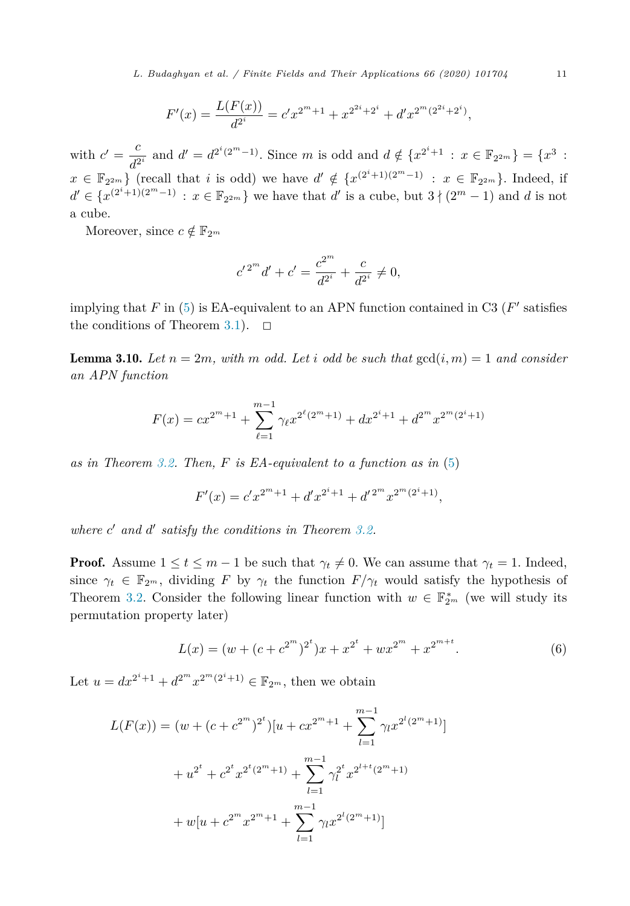$$F'(x) = \frac{L(F(x))}{d^{2^i}} = c'x^{2^m+1} + x^{2^{2i}+2^i} + d'x^{2^m(2^{2i}+2^i)},$$

with $c' = \dfrac{c}{d^{2^i}}$ and $d' = d^{2^i(2^m-1)}$. Since $m$ is odd and $d \notin \{x^{2^i+1} : x \in \mathbb{F}_{2^{2m}}\} = \{x^3 : x \in \mathbb{F}_{2^{2m}}\}$ (recall that $i$ is odd) we have $d' \notin \{x^{(2^i+1)(2^m-1)} : x \in \mathbb{F}_{2^{2m}}\}$. Indeed, if $d' \in \{x^{(2^i+1)(2^m-1)} : x \in \mathbb{F}_{2^{2m}}\}$ we have that $d'$ is a cube, but $3 \nmid (2^m - 1)$ and $d$ is not a cube.

Moreover, since $c \notin \mathbb{F}_{2^m}$

$$c'^{2^m} d' + c' = \frac{c^{2^m}}{d^{2^i}} + \frac{c}{d^{2^i}} \neq 0,$$

implying that $F$ in (5) is EA-equivalent to an APN function contained in C3 ($F'$ satisfies the conditions of Theorem 3.1). $\square$

**Lemma 3.10.** *Let $n = 2m$, with $m$ odd. Let $i$ odd be such that $\gcd(i, m) = 1$ and consider an APN function*

$$F(x) = cx^{2^m+1} + \sum_{\ell=1}^{m-1} \gamma_\ell x^{2^\ell(2^m+1)} + dx^{2^i+1} + d^{2^m} x^{2^m(2^i+1)}$$

*as in Theorem 3.2. Then, $F$ is EA-equivalent to a function as in (5)*

$$F'(x) = c'x^{2^m+1} + d'x^{2^i+1} + d'^{2^m} x^{2^m(2^i+1)},$$

*where $c'$ and $d'$ satisfy the conditions in Theorem 3.2.*

**Proof.** Assume $1 \leq t \leq m-1$ be such that $\gamma_t \neq 0$. We can assume that $\gamma_t = 1$. Indeed, since $\gamma_t \in \mathbb{F}_{2^m}$, dividing $F$ by $\gamma_t$ the function $F/\gamma_t$ would satisfy the hypothesis of Theorem 3.2. Consider the following linear function with $w \in \mathbb{F}_{2^m}^*$ (we will study its permutation property later)

$$L(x) = (w + (c + c^{2^m})^{2^t})x + x^{2^t} + wx^{2^m} + x^{2^{m+t}}. \tag{6}$$

Let $u = dx^{2^i+1} + d^{2^m} x^{2^m(2^i+1)} \in \mathbb{F}_{2^m}$, then we obtain

$$\begin{aligned}
L(F(x)) &= (w + (c + c^{2^m})^{2^t})[u + cx^{2^m+1} + \sum_{l=1}^{m-1} \gamma_l x^{2^l(2^m+1)}] \\
&\quad + u^{2^t} + c^{2^t} x^{2^t(2^m+1)} + \sum_{l=1}^{m-1} \gamma_l^{2^t} x^{2^{l+t}(2^m+1)} \\
&\quad + w[u + c^{2^m} x^{2^m+1} + \sum_{l=1}^{m-1} \gamma_l x^{2^l(2^m+1)}]
\end{aligned}$$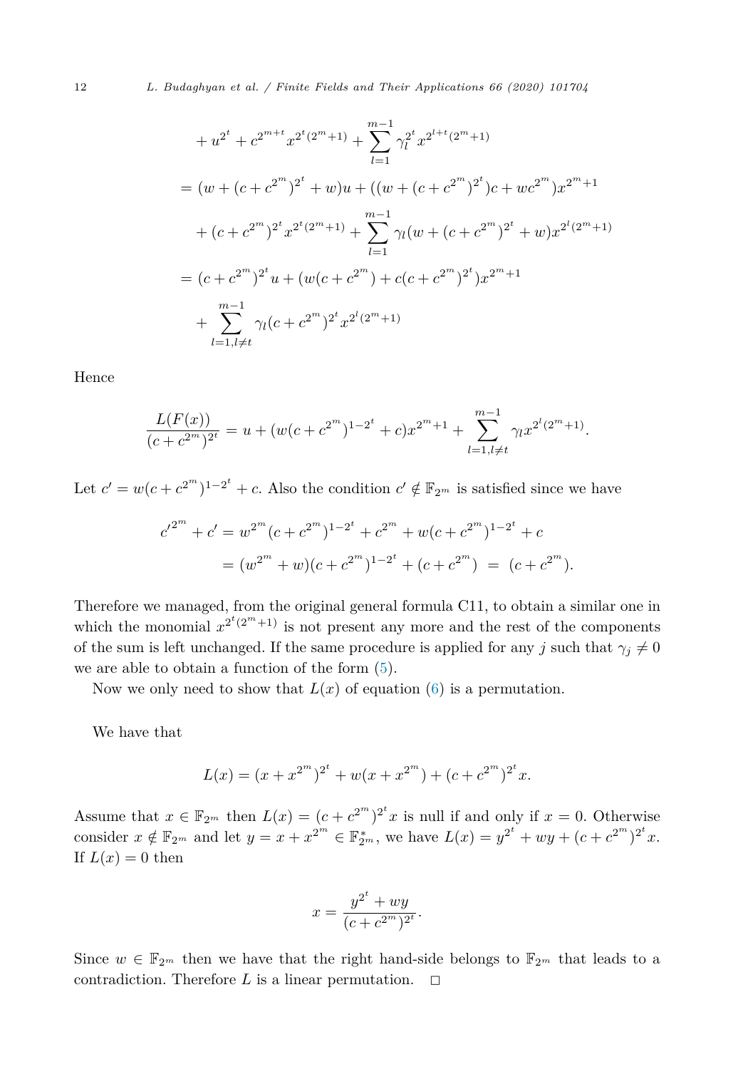$$
\begin{aligned}
&+ u^{2^t} + c^{2^{m+t}} x^{2^t(2^m+1)} + \sum_{l=1}^{m-1} \gamma_l^{2^t} x^{2^{l+t}(2^m+1)} \\
&= (w + (c + c^{2^m})^{2^t} + w)u + ((w + (c + c^{2^m})^{2^t})c + wc^{2^m})x^{2^m+1} \\
&+ (c + c^{2^m})^{2^t} x^{2^t(2^m+1)} + \sum_{l=1}^{m-1} \gamma_l (w + (c + c^{2^m})^{2^t} + w) x^{2^l(2^m+1)} \\
&= (c + c^{2^m})^{2^t} u + (w(c + c^{2^m}) + c(c + c^{2^m})^{2^t}) x^{2^m+1} \\
&+ \sum_{l=1, l \neq t}^{m-1} \gamma_l (c + c^{2^m})^{2^t} x^{2^l(2^m+1)}
\end{aligned}
$$

Hence

$$
\frac{L(F(x))}{(c + c^{2^m})^{2^t}} = u + (w(c + c^{2^m})^{1-2^t} + c)x^{2^m+1} + \sum_{l=1, l \neq t}^{m-1} \gamma_l x^{2^l(2^m+1)}.
$$

Let $c' = w(c + c^{2^m})^{1-2^t} + c$. Also the condition $c' \notin \mathbb{F}_{2^m}$ is satisfied since we have

$$
\begin{aligned}
{c'}^{2^m} + c' &= w^{2^m}(c + c^{2^m})^{1-2^t} + c^{2^m} + w(c + c^{2^m})^{1-2^t} + c \\
&= (w^{2^m} + w)(c + c^{2^m})^{1-2^t} + (c + c^{2^m}) \;=\; (c + c^{2^m}).
\end{aligned}
$$

Therefore we managed, from the original general formula C11, to obtain a similar one in which the monomial $x^{2^t(2^m+1)}$ is not present any more and the rest of the components of the sum is left unchanged. If the same procedure is applied for any $j$ such that $\gamma_j \neq 0$ we are able to obtain a function of the form (5).

Now we only need to show that $L(x)$ of equation (6) is a permutation.

We have that

$$
L(x) = (x + x^{2^m})^{2^t} + w(x + x^{2^m}) + (c + c^{2^m})^{2^t} x.
$$

Assume that $x \in \mathbb{F}_{2^m}$ then $L(x) = (c + c^{2^m})^{2^t} x$ is null if and only if $x = 0$. Otherwise consider $x \notin \mathbb{F}_{2^m}$ and let $y = x + x^{2^m} \in \mathbb{F}_{2^m}^*$, we have $L(x) = y^{2^t} + wy + (c + c^{2^m})^{2^t} x$. If $L(x) = 0$ then

$$
x = \frac{y^{2^t} + wy}{(c + c^{2^m})^{2^t}}.
$$

Since $w \in \mathbb{F}_{2^m}$ then we have that the right hand-side belongs to $\mathbb{F}_{2^m}$ that leads to a contradiction. Therefore $L$ is a linear permutation. $\square$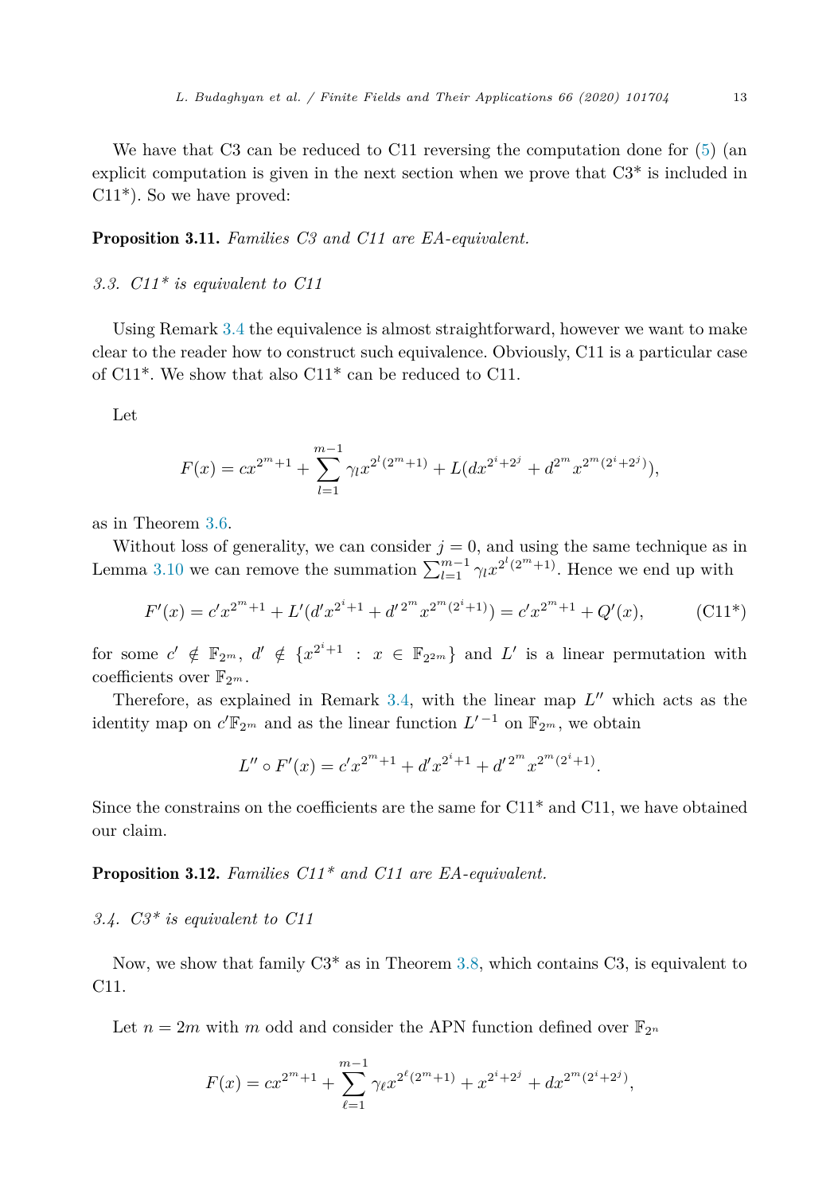We have that C3 can be reduced to C11 reversing the computation done for (5) (an explicit computation is given in the next section when we prove that C3* is included in C11*). So we have proved:

**Proposition 3.11.** *Families C3 and C11 are EA-equivalent.*

### 3.3. C11* is equivalent to C11

Using Remark 3.4 the equivalence is almost straightforward, however we want to make clear to the reader how to construct such equivalence. Obviously, C11 is a particular case of C11*. We show that also C11* can be reduced to C11.

Let

$$F(x) = cx^{2^m+1} + \sum_{l=1}^{m-1} \gamma_l x^{2^l(2^m+1)} + L(dx^{2^i+2^j} + d^{2^m} x^{2^m(2^i+2^j)}),$$

as in Theorem 3.6.

Without loss of generality, we can consider $j = 0$, and using the same technique as in Lemma 3.10 we can remove the summation $\sum_{l=1}^{m-1} \gamma_l x^{2^l(2^m+1)}$. Hence we end up with

$$F'(x) = c'x^{2^m+1} + L'(d'x^{2^i+1} + {d'}^{2^m} x^{2^m(2^i+1)}) = c'x^{2^m+1} + Q'(x), \qquad \text{(C11*)}$$

for some $c' \notin \mathbb{F}_{2^m}$, $d' \notin \{x^{2^i+1} : x \in \mathbb{F}_{2^{2m}}\}$ and $L'$ is a linear permutation with coefficients over $\mathbb{F}_{2^m}$.

Therefore, as explained in Remark 3.4, with the linear map $L''$ which acts as the identity map on $c'\mathbb{F}_{2^m}$ and as the linear function ${L'}^{-1}$ on $\mathbb{F}_{2^m}$, we obtain

$$L'' \circ F'(x) = c'x^{2^m+1} + d'x^{2^i+1} + {d'}^{2^m} x^{2^m(2^i+1)}.$$

Since the constrains on the coefficients are the same for C11* and C11, we have obtained our claim.

**Proposition 3.12.** *Families C11* and C11 are EA-equivalent.*

### 3.4. C3* is equivalent to C11

Now, we show that family C3* as in Theorem 3.8, which contains C3, is equivalent to C11.

Let $n = 2m$ with $m$ odd and consider the APN function defined over $\mathbb{F}_{2^n}$

$$F(x) = cx^{2^m+1} + \sum_{\ell=1}^{m-1} \gamma_\ell x^{2^\ell(2^m+1)} + x^{2^i+2^j} + dx^{2^m(2^i+2^j)},$$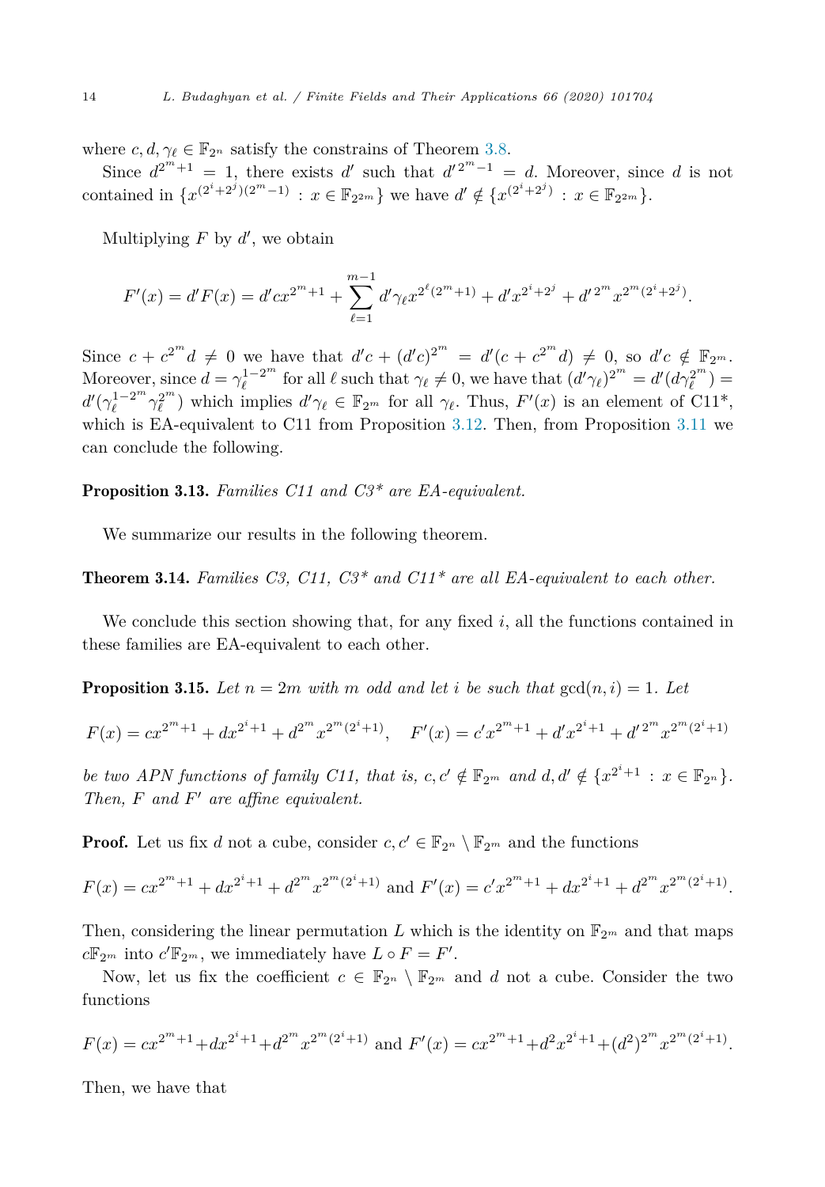where $c, d, \gamma_\ell \in \mathbb{F}_{2^n}$ satisfy the constrains of Theorem 3.8.

Since $d^{2^m+1} = 1$, there exists $d'$ such that $d'^{2^m-1} = d$. Moreover, since $d$ is not contained in $\{x^{(2^i+2^j)(2^m-1)} : x \in \mathbb{F}_{2^{2m}}\}$ we have $d' \notin \{x^{(2^i+2^j)} : x \in \mathbb{F}_{2^{2m}}\}$.

Multiplying $F$ by $d'$, we obtain

$$F'(x) = d'F(x) = d'cx^{2^m+1} + \sum_{\ell=1}^{m-1} d'\gamma_\ell x^{2^\ell(2^m+1)} + d'x^{2^i+2^j} + d'^{2^m} x^{2^m(2^i+2^j)}.$$

Since $c + c^{2^m} d \neq 0$ we have that $d'c + (d'c)^{2^m} = d'(c + c^{2^m} d) \neq 0$, so $d'c \notin \mathbb{F}_{2^m}$. Moreover, since $d = \gamma_\ell^{1-2^m}$ for all $\ell$ such that $\gamma_\ell \neq 0$, we have that $(d'\gamma_\ell)^{2^m} = d'(d\gamma_\ell^{2^m}) = d'(\gamma_\ell^{1-2^m}\gamma_\ell^{2^m})$ which implies $d'\gamma_\ell \in \mathbb{F}_{2^m}$ for all $\gamma_\ell$. Thus, $F'(x)$ is an element of C11*, which is EA-equivalent to C11 from Proposition 3.12. Then, from Proposition 3.11 we can conclude the following.

**Proposition 3.13.** *Families C11 and C3* are EA-equivalent.*

We summarize our results in the following theorem.

**Theorem 3.14.** *Families C3, C11, C3* and C11* are all EA-equivalent to each other.*

We conclude this section showing that, for any fixed $i$, all the functions contained in these families are EA-equivalent to each other.

**Proposition 3.15.** *Let $n = 2m$ with $m$ odd and let $i$ be such that $\gcd(n, i) = 1$. Let*

$$F(x) = cx^{2^m+1} + dx^{2^i+1} + d^{2^m} x^{2^m(2^i+1)}, \quad F'(x) = c'x^{2^m+1} + d'x^{2^i+1} + d'^{2^m} x^{2^m(2^i+1)}$$

*be two APN functions of family C11, that is, $c, c' \notin \mathbb{F}_{2^m}$ and $d, d' \notin \{x^{2^i+1} : x \in \mathbb{F}_{2^n}\}$. Then, $F$ and $F'$ are affine equivalent.*

**Proof.** Let us fix $d$ not a cube, consider $c, c' \in \mathbb{F}_{2^n} \setminus \mathbb{F}_{2^m}$ and the functions

$$F(x) = cx^{2^m+1} + dx^{2^i+1} + d^{2^m} x^{2^m(2^i+1)} \text{ and } F'(x) = c'x^{2^m+1} + dx^{2^i+1} + d^{2^m} x^{2^m(2^i+1)}.$$

Then, considering the linear permutation $L$ which is the identity on $\mathbb{F}_{2^m}$ and that maps $c\mathbb{F}_{2^m}$ into $c'\mathbb{F}_{2^m}$, we immediately have $L \circ F = F'$.

Now, let us fix the coefficient $c \in \mathbb{F}_{2^n} \setminus \mathbb{F}_{2^m}$ and $d$ not a cube. Consider the two functions

$$F(x) = cx^{2^m+1} + dx^{2^i+1} + d^{2^m} x^{2^m(2^i+1)} \text{ and } F'(x) = cx^{2^m+1} + d^2 x^{2^i+1} + (d^2)^{2^m} x^{2^m(2^i+1)}.$$

Then, we have that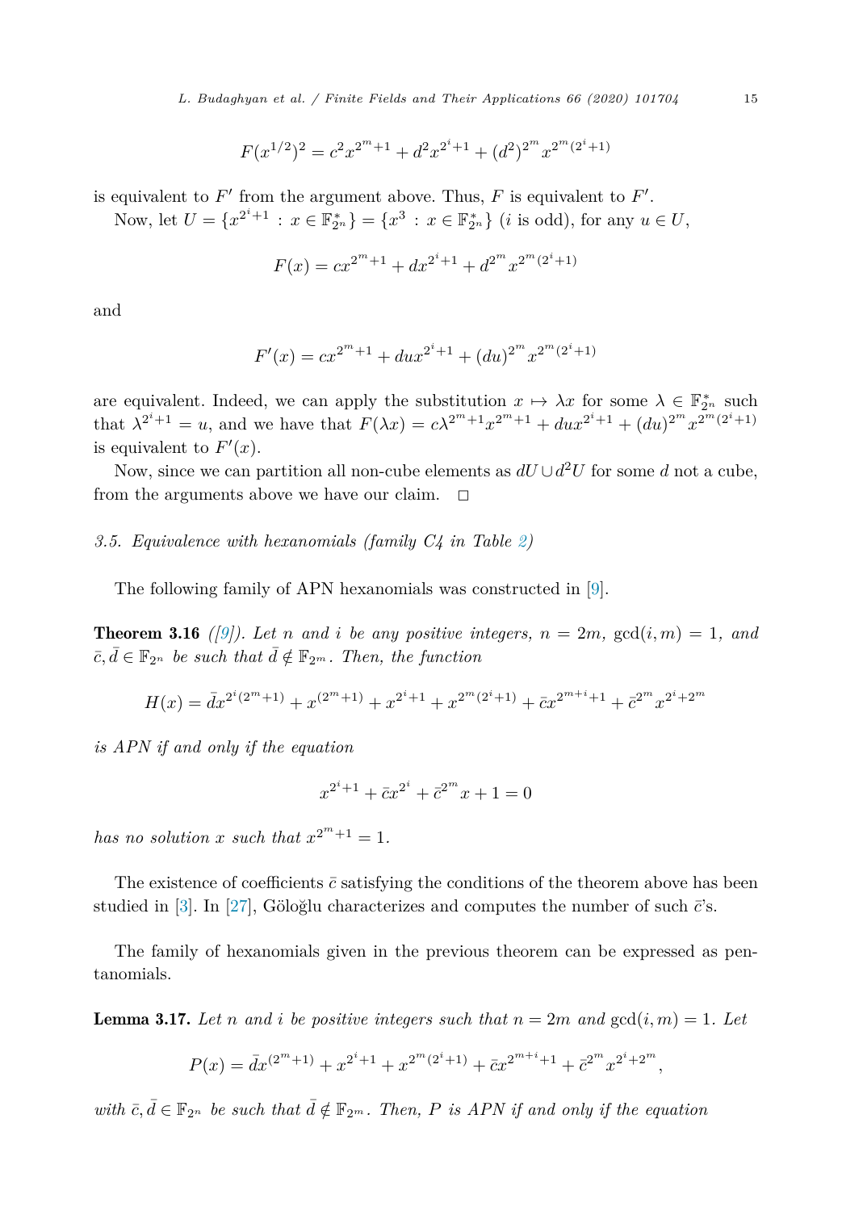$$F(x^{1/2})^2 = c^2 x^{2^m+1} + d^2 x^{2^i+1} + (d^2)^{2^m} x^{2^m(2^i+1)}$$

is equivalent to $F'$ from the argument above. Thus, $F$ is equivalent to $F'$.

Now, let $U = \{x^{2^i+1} : x \in \mathbb{F}_{2^n}^*\} = \{x^3 : x \in \mathbb{F}_{2^n}^*\}$ ($i$ is odd), for any $u \in U$,

$$F(x) = cx^{2^m+1} + dx^{2^i+1} + d^{2^m} x^{2^m(2^i+1)}$$

and

$$F'(x) = cx^{2^m+1} + dux^{2^i+1} + (du)^{2^m} x^{2^m(2^i+1)}$$

are equivalent. Indeed, we can apply the substitution $x \mapsto \lambda x$ for some $\lambda \in \mathbb{F}_{2^n}^*$ such that $\lambda^{2^i+1} = u$, and we have that $F(\lambda x) = c\lambda^{2^m+1} x^{2^m+1} + dux^{2^i+1} + (du)^{2^m} x^{2^m(2^i+1)}$ is equivalent to $F'(x)$.

Now, since we can partition all non-cube elements as $dU \cup d^2U$ for some $d$ not a cube, from the arguments above we have our claim. □

### *3.5. Equivalence with hexanomials (family C4 in Table 2)*

The following family of APN hexanomials was constructed in [9].

**Theorem 3.16** *([9]). Let $n$ and $i$ be any positive integers, $n = 2m$, $\gcd(i, m) = 1$, and $\bar{c}, \bar{d} \in \mathbb{F}_{2^n}$ be such that $\bar{d} \notin \mathbb{F}_{2^m}$. Then, the function*

$$H(x) = \bar{d}x^{2^i(2^m+1)} + x^{(2^m+1)} + x^{2^i+1} + x^{2^m(2^i+1)} + \bar{c}x^{2^{m+i}+1} + \bar{c}^{2^m} x^{2^i+2^m}$$

*is APN if and only if the equation*

$$x^{2^i+1} + \bar{c}x^{2^i} + \bar{c}^{2^m} x + 1 = 0$$

*has no solution $x$ such that $x^{2^m+1} = 1$.*

The existence of coefficients $\bar{c}$ satisfying the conditions of the theorem above has been studied in [3]. In [27], Göloğlu characterizes and computes the number of such $\bar{c}$'s.

The family of hexanomials given in the previous theorem can be expressed as pentanomials.

**Lemma 3.17.** *Let $n$ and $i$ be positive integers such that $n = 2m$ and $\gcd(i, m) = 1$. Let*

$$P(x) = \bar{d}x^{(2^m+1)} + x^{2^i+1} + x^{2^m(2^i+1)} + \bar{c}x^{2^{m+i}+1} + \bar{c}^{2^m} x^{2^i+2^m},$$

*with $\bar{c}, \bar{d} \in \mathbb{F}_{2^n}$ be such that $\bar{d} \notin \mathbb{F}_{2^m}$. Then, $P$ is APN if and only if the equation*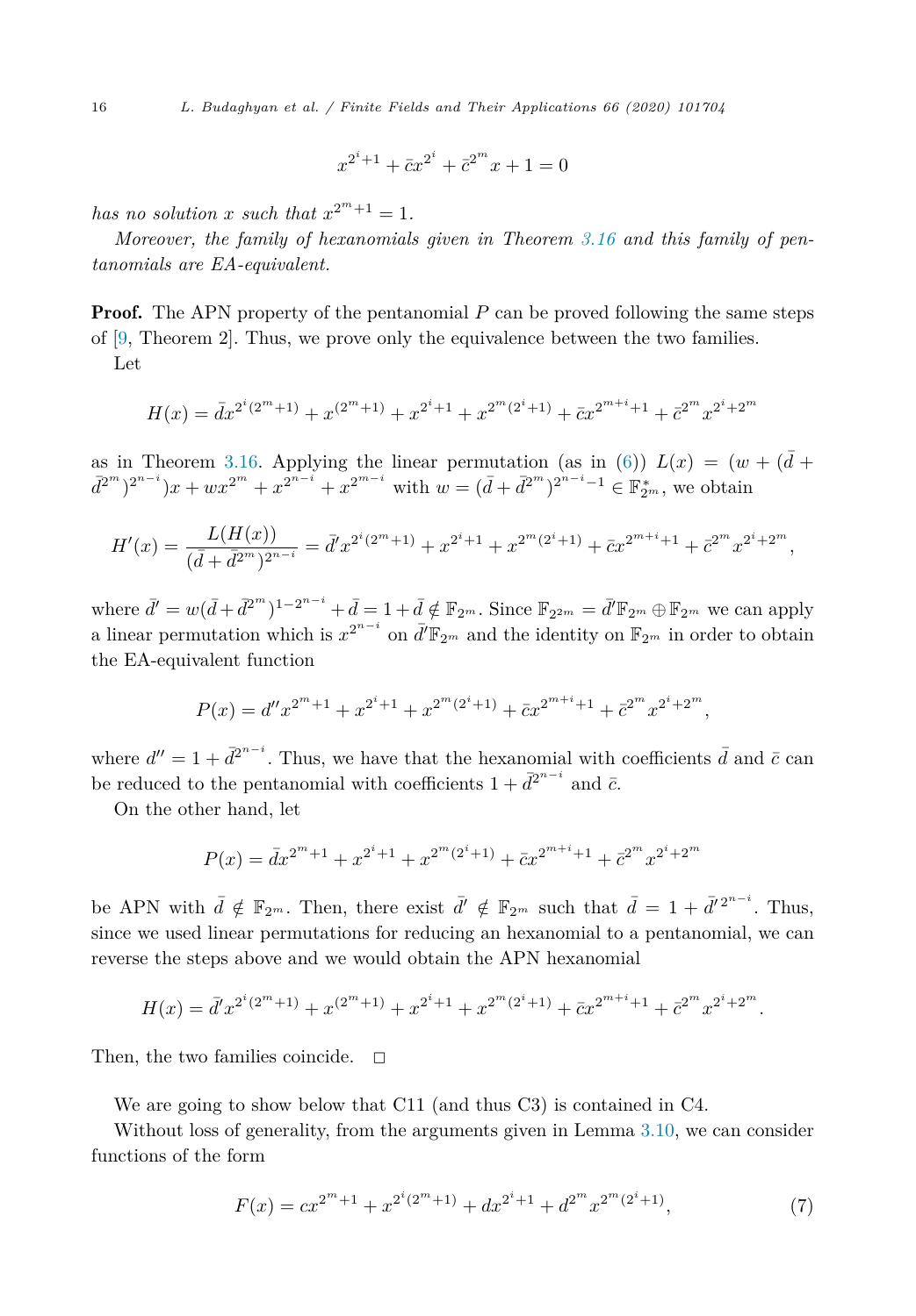$$x^{2^i+1} + \bar{c}x^{2^i} + \bar{c}^{2^m}x + 1 = 0$$

*has no solution $x$ such that $x^{2^m+1} = 1$.*

*Moreover, the family of hexanomials given in Theorem 3.16 and this family of pentanomials are EA-equivalent.*

**Proof.** The APN property of the pentanomial $P$ can be proved following the same steps of [9, Theorem 2]. Thus, we prove only the equivalence between the two families.

Let

$$H(x) = \bar{d}x^{2^i(2^m+1)} + x^{(2^m+1)} + x^{2^i+1} + x^{2^m(2^i+1)} + \bar{c}x^{2^{m+i}+1} + \bar{c}^{2^m}x^{2^i+2^m}$$

as in Theorem 3.16. Applying the linear permutation (as in (6)) $L(x) = (w + (\bar{d} + \bar{d}^{2^m})^{2^{n-i}})x + wx^{2^m} + x^{2^{n-i}} + x^{2^{m-i}}$ with $w = (\bar{d} + \bar{d}^{2^m})^{2^{n-i}-1} \in \mathbb{F}_{2^m}^*$, we obtain

$$H'(x) = \frac{L(H(x))}{(\bar{d} + \bar{d}^{2^m})^{2^{n-i}}} = \bar{d}'x^{2^i(2^m+1)} + x^{2^i+1} + x^{2^m(2^i+1)} + \bar{c}x^{2^{m+i}+1} + \bar{c}^{2^m}x^{2^i+2^m},$$

where $\bar{d}' = w(\bar{d} + \bar{d}^{2^m})^{1-2^{n-i}} + \bar{d} = 1 + \bar{d} \notin \mathbb{F}_{2^m}$. Since $\mathbb{F}_{2^{2m}} = \bar{d}'\mathbb{F}_{2^m} \oplus \mathbb{F}_{2^m}$ we can apply a linear permutation which is $x^{2^{n-i}}$ on $\bar{d}'\mathbb{F}_{2^m}$ and the identity on $\mathbb{F}_{2^m}$ in order to obtain the EA-equivalent function

$$P(x) = d''x^{2^m+1} + x^{2^i+1} + x^{2^m(2^i+1)} + \bar{c}x^{2^{m+i}+1} + \bar{c}^{2^m}x^{2^i+2^m},$$

where $d'' = 1 + \bar{d}^{2^{n-i}}$. Thus, we have that the hexanomial with coefficients $\bar{d}$ and $\bar{c}$ can be reduced to the pentanomial with coefficients $1 + \bar{d}^{2^{n-i}}$ and $\bar{c}$.

On the other hand, let

$$P(x) = \bar{d}x^{2^m+1} + x^{2^i+1} + x^{2^m(2^i+1)} + \bar{c}x^{2^{m+i}+1} + \bar{c}^{2^m}x^{2^i+2^m}$$

be APN with $\bar{d} \notin \mathbb{F}_{2^m}$. Then, there exist $\bar{d}' \notin \mathbb{F}_{2^m}$ such that $\bar{d} = 1 + \bar{d}'^{2^{n-i}}$. Thus, since we used linear permutations for reducing an hexanomial to a pentanomial, we can reverse the steps above and we would obtain the APN hexanomial

$$H(x) = \bar{d}'x^{2^i(2^m+1)} + x^{(2^m+1)} + x^{2^i+1} + x^{2^m(2^i+1)} + \bar{c}x^{2^{m+i}+1} + \bar{c}^{2^m}x^{2^i+2^m}.$$

Then, the two families coincide. $\square$

We are going to show below that C11 (and thus C3) is contained in C4.

Without loss of generality, from the arguments given in Lemma 3.10, we can consider functions of the form

$$F(x) = cx^{2^m+1} + x^{2^i(2^m+1)} + dx^{2^i+1} + d^{2^m}x^{2^m(2^i+1)}, \tag{7}$$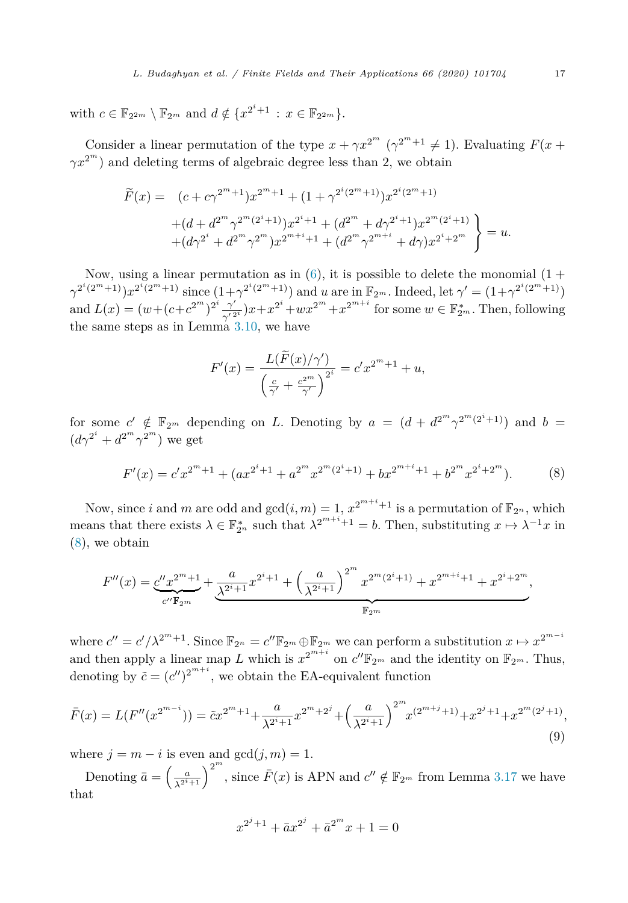with $c \in \mathbb{F}_{2^{2m}} \setminus \mathbb{F}_{2^m}$ and $d \notin \{x^{2^i+1} : x \in \mathbb{F}_{2^{2m}}\}$.

Consider a linear permutation of the type $x + \gamma x^{2^m}$ ($\gamma^{2^m+1} \neq 1$). Evaluating $F(x + \gamma x^{2^m})$ and deleting terms of algebraic degree less than 2, we obtain

$$\widetilde{F}(x) = \left.\begin{array}{l} (c + c\gamma^{2^m+1})x^{2^m+1} + (1 + \gamma^{2^i(2^m+1)})x^{2^i(2^m+1)} \\ +(d + d^{2^m}\gamma^{2^m(2^i+1)})x^{2^i+1} + (d^{2^m} + d\gamma^{2^i+1})x^{2^m(2^i+1)} \\ +(d\gamma^{2^i} + d^{2^m}\gamma^{2^m})x^{2^{m+i}+1} + (d^{2^m}\gamma^{2^{m+i}} + d\gamma)x^{2^i+2^m} \end{array}\right\} = u.$$

Now, using a linear permutation as in (6), it is possible to delete the monomial $(1 + \gamma^{2^i(2^m+1)})x^{2^i(2^m+1)}$ since $(1+\gamma^{2^i(2^m+1)})$ and $u$ are in $\mathbb{F}_{2^m}$. Indeed, let $\gamma' = (1+\gamma^{2^i(2^m+1)})$ and $L(x) = (w+(c+c^{2^m})^{2^i}\frac{\gamma'}{\gamma'^{2^i}})x + x^{2^i} + wx^{2^m} + x^{2^{m+i}}$ for some $w \in \mathbb{F}_{2^m}^*$. Then, following the same steps as in Lemma 3.10, we have

$$F'(x) = \frac{L(\widetilde{F}(x)/\gamma')}{\left(\frac{c}{\gamma'} + \frac{c^{2^m}}{\gamma'}\right)^{2^i}} = c'x^{2^m+1} + u,$$

for some $c' \notin \mathbb{F}_{2^m}$ depending on $L$. Denoting by $a = (d + d^{2^m}\gamma^{2^m(2^i+1)})$ and $b = (d\gamma^{2^i} + d^{2^m}\gamma^{2^m})$ we get

$$F'(x) = c'x^{2^m+1} + (ax^{2^i+1} + a^{2^m}x^{2^m(2^i+1)} + bx^{2^{m+i}+1} + b^{2^m}x^{2^i+2^m}). \tag{8}$$

Now, since $i$ and $m$ are odd and $\gcd(i, m) = 1$, $x^{2^{m+i}+1}$ is a permutation of $\mathbb{F}_{2^n}$, which means that there exists $\lambda \in \mathbb{F}_{2^n}^*$ such that $\lambda^{2^{m+i}+1} = b$. Then, substituting $x \mapsto \lambda^{-1}x$ in (8), we obtain

$$F''(x) = \underbrace{c''x^{2^m+1}}_{c''\mathbb{F}_{2^m}} + \underbrace{\frac{a}{\lambda^{2^i+1}}x^{2^i+1} + \left(\frac{a}{\lambda^{2^i+1}}\right)^{2^m} x^{2^m(2^i+1)} + x^{2^{m+i}+1} + x^{2^i+2^m}}_{\mathbb{F}_{2^m}},$$

where $c'' = c'/\lambda^{2^m+1}$. Since $\mathbb{F}_{2^n} = c''\mathbb{F}_{2^m} \oplus \mathbb{F}_{2^m}$ we can perform a substitution $x \mapsto x^{2^{m-i}}$ and then apply a linear map $L$ which is $x^{2^{m+i}}$ on $c''\mathbb{F}_{2^m}$ and the identity on $\mathbb{F}_{2^m}$. Thus, denoting by $\tilde{c} = (c'')^{2^{m+i}}$, we obtain the EA-equivalent function

$$\bar{F}(x) = L(F''(x^{2^{m-i}})) = \tilde{c}x^{2^m+1} + \frac{a}{\lambda^{2^i+1}}x^{2^m+2^j} + \left(\frac{a}{\lambda^{2^i+1}}\right)^{2^m} x^{(2^{m+j}+1)} + x^{2^j+1} + x^{2^m(2^j+1)}, \tag{9}$$

where $j = m - i$ is even and $\gcd(j, m) = 1$.

Denoting $\bar{a} = \left(\frac{a}{\lambda^{2^i+1}}\right)^{2^m}$, since $\bar{F}(x)$ is APN and $c'' \notin \mathbb{F}_{2^m}$ from Lemma 3.17 we have that

$$x^{2^j+1} + \bar{a}x^{2^j} + \bar{a}^{2^m}x + 1 = 0$$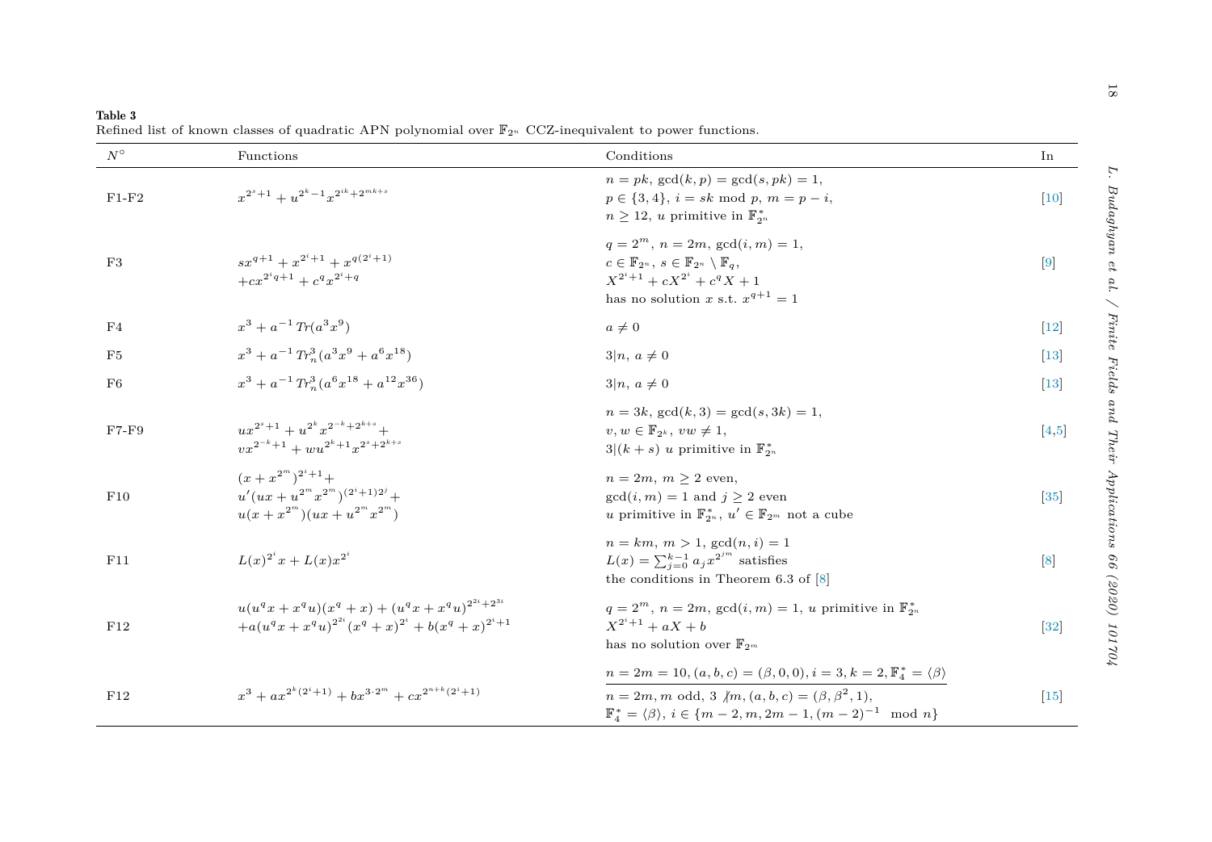**Table 3**
Refined list of known classes of quadratic APN polynomial over $\mathbb{F}_{2^n}$ CCZ-inequivalent to power functions.

| $N^\circ$ | Functions | Conditions | In |
|---|---|---|---|
| F1-F2 | $x^{2^s+1} + u^{2^k-1}x^{2^{ik}+2^{mk+s}}$ | $n = pk$, $\gcd(k,p) = \gcd(s,pk) = 1$, $p \in \{3,4\}$, $i = sk \bmod p$, $m = p - i$, $n \geq 12$, $u$ primitive in $\mathbb{F}_{2^n}^*$ | [10] |
| F3 | $sx^{q+1} + x^{2^i+1} + x^{q(2^i+1)}$ $+cx^{2^iq+1} + c^q x^{2^i+q}$ | $q = 2^m$, $n = 2m$, $\gcd(i,m) = 1$, $c \in \mathbb{F}_{2^n}$, $s \in \mathbb{F}_{2^n} \setminus \mathbb{F}_q$, $X^{2^i+1} + cX^{2^i} + c^q X + 1$ has no solution $x$ s.t. $x^{q+1} = 1$ | [9] |
| F4 | $x^3 + a^{-1}\,Tr(a^3x^9)$ | $a \neq 0$ | [12] |
| F5 | $x^3 + a^{-1}\,Tr_n^3(a^3x^9 + a^6x^{18})$ | $3\mid n$, $a \neq 0$ | [13] |
| F6 | $x^3 + a^{-1}\,Tr_n^3(a^6x^{18} + a^{12}x^{36})$ | $3\mid n$, $a \neq 0$ | [13] |
| F7-F9 | $ux^{2^s+1} + u^{2^k}x^{2^{-k}+2^{k+s}}+$ $vx^{2^{-k}+1} + wu^{2^k+1}x^{2^s+2^{k+s}}$ | $n = 3k$, $\gcd(k,3) = \gcd(s,3k) = 1$, $v, w \in \mathbb{F}_{2^k}$, $vw \neq 1$, $3\mid(k+s)$ $u$ primitive in $\mathbb{F}_{2^n}^*$ | [4,5] |
| F10 | $(x + x^{2^m})^{2^i+1}+$ $u'(ux + u^{2^m}x^{2^m})^{(2^i+1)2^j}+$ $u(x + x^{2^m})(ux + u^{2^m}x^{2^m})$ | $n = 2m$, $m \geq 2$ even, $\gcd(i,m) = 1$ and $j \geq 2$ even $u$ primitive in $\mathbb{F}_{2^n}^*$, $u' \in \mathbb{F}_{2^m}$ not a cube | [35] |
| F11 | $L(x)^{2^i}x + L(x)x^{2^i}$ | $n = km$, $m > 1$, $\gcd(n,i) = 1$ $L(x) = \sum_{j=0}^{k-1} a_j x^{2^{jm}}$ satisfies the conditions in Theorem 6.3 of [8] | [8] |
| F12 | $u(u^qx + x^qu)(x^q + x) + (u^qx + x^qu)^{2^{2i}+2^{3i}}$ $+a(u^qx + x^qu)^{2^{2i}}(x^q + x)^{2^i} + b(x^q + x)^{2^i+1}$ | $q = 2^m$, $n = 2m$, $\gcd(i,m) = 1$, $u$ primitive in $\mathbb{F}_{2^n}^*$ $X^{2^i+1} + aX + b$ has no solution over $\mathbb{F}_{2^m}$ | [32] |
| F12 | $x^3 + ax^{2^k(2^i+1)} + bx^{3\cdot 2^m} + cx^{2^{n+k}(2^i+1)}$ | $n = 2m = 10, (a,b,c) = (\beta, 0, 0), i = 3, k = 2, \mathbb{F}_4^* = \langle\beta\rangle$; $n = 2m, m$ odd, $3 \nmid m, (a,b,c) = (\beta, \beta^2, 1)$, $\mathbb{F}_4^* = \langle\beta\rangle$, $i \in \{m-2, m, 2m-1, (m-2)^{-1} \mod n\}$ | [15] |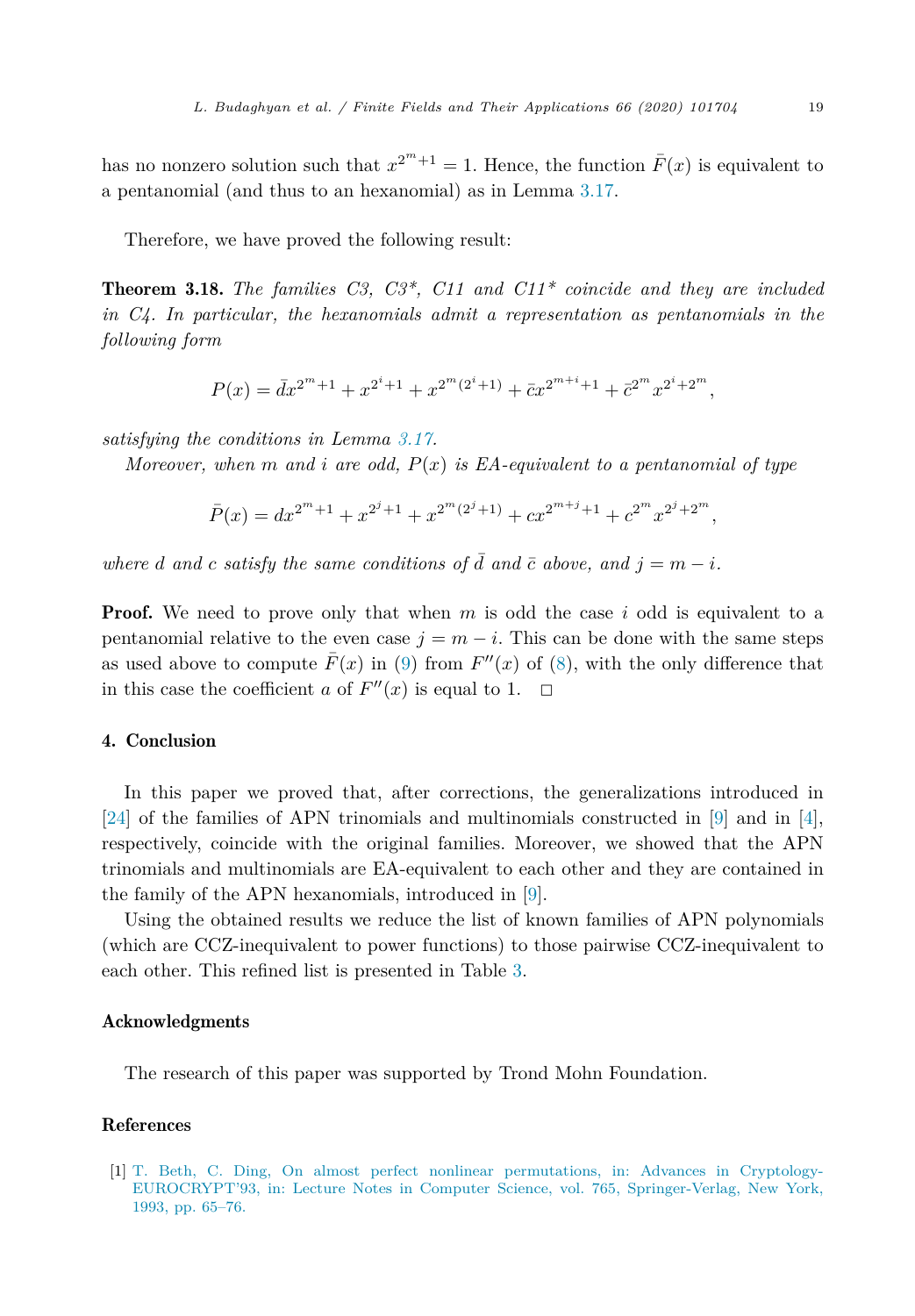has no nonzero solution such that $x^{2^m+1} = 1$. Hence, the function $\bar{F}(x)$ is equivalent to a pentanomial (and thus to an hexanomial) as in Lemma 3.17.

Therefore, we have proved the following result:

**Theorem 3.18.** *The families C3, C3\*, C11 and C11\* coincide and they are included in C4. In particular, the hexanomials admit a representation as pentanomials in the following form*

$$P(x) = \bar{d}x^{2^m+1} + x^{2^i+1} + x^{2^m(2^i+1)} + \bar{c}x^{2^{m+i}+1} + \bar{c}^{2^m} x^{2^i+2^m},$$

*satisfying the conditions in Lemma 3.17.*

*Moreover, when m and i are odd, P(x) is EA-equivalent to a pentanomial of type*

$$\bar{P}(x) = dx^{2^m+1} + x^{2^j+1} + x^{2^m(2^j+1)} + cx^{2^{m+j}+1} + c^{2^m} x^{2^j+2^m},$$

*where $d$ and $c$ satisfy the same conditions of $\bar{d}$ and $\bar{c}$ above, and $j = m - i$.*

**Proof.** We need to prove only that when $m$ is odd the case $i$ odd is equivalent to a pentanomial relative to the even case $j = m - i$. This can be done with the same steps as used above to compute $\bar{F}(x)$ in (9) from $F''(x)$ of (8), with the only difference that in this case the coefficient $a$ of $F''(x)$ is equal to 1. □

## 4. Conclusion

In this paper we proved that, after corrections, the generalizations introduced in [24] of the families of APN trinomials and multinomials constructed in [9] and in [4], respectively, coincide with the original families. Moreover, we showed that the APN trinomials and multinomials are EA-equivalent to each other and they are contained in the family of the APN hexanomials, introduced in [9].

Using the obtained results we reduce the list of known families of APN polynomials (which are CCZ-inequivalent to power functions) to those pairwise CCZ-inequivalent to each other. This refined list is presented in Table 3.

## Acknowledgments

The research of this paper was supported by Trond Mohn Foundation.

## References

[1] T. Beth, C. Ding, On almost perfect nonlinear permutations, in: Advances in Cryptology-EUROCRYPT'93, in: Lecture Notes in Computer Science, vol. 765, Springer-Verlag, New York, 1993, pp. 65–76.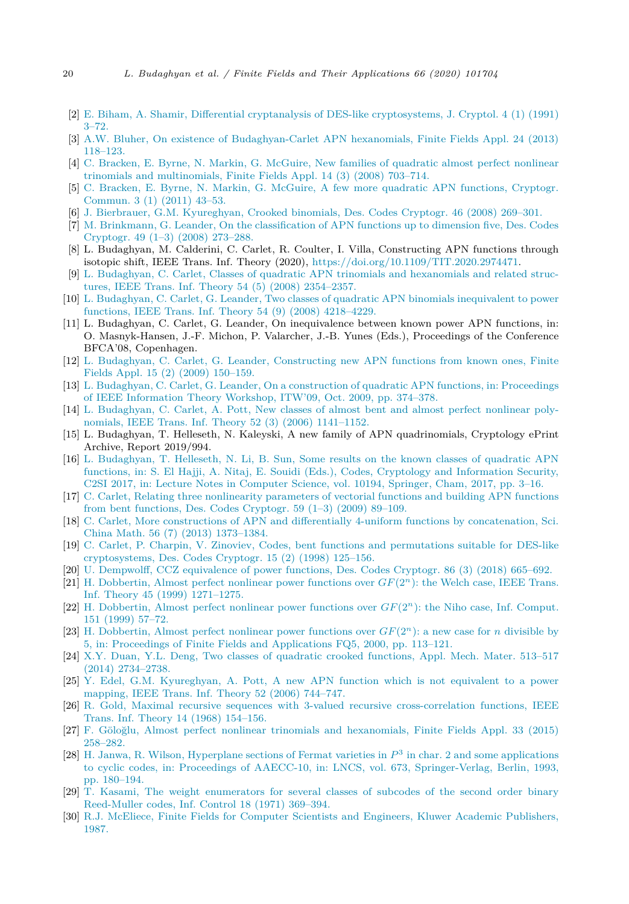[2] E. Biham, A. Shamir, Differential cryptanalysis of DES-like cryptosystems, J. Cryptol. 4 (1) (1991) 3–72.

[3] A.W. Bluher, On existence of Budaghyan-Carlet APN hexanomials, Finite Fields Appl. 24 (2013) 118–123.

[4] C. Bracken, E. Byrne, N. Markin, G. McGuire, New families of quadratic almost perfect nonlinear trinomials and multinomials, Finite Fields Appl. 14 (3) (2008) 703–714.

[5] C. Bracken, E. Byrne, N. Markin, G. McGuire, A few more quadratic APN functions, Cryptogr. Commun. 3 (1) (2011) 43–53.

[6] J. Bierbrauer, G.M. Kyureghyan, Crooked binomials, Des. Codes Cryptogr. 46 (2008) 269–301.

[7] M. Brinkmann, G. Leander, On the classification of APN functions up to dimension five, Des. Codes Cryptogr. 49 (1–3) (2008) 273–288.

[8] L. Budaghyan, M. Calderini, C. Carlet, R. Coulter, I. Villa, Constructing APN functions through isotopic shift, IEEE Trans. Inf. Theory (2020), https://doi.org/10.1109/TIT.2020.2974471.

[9] L. Budaghyan, C. Carlet, Classes of quadratic APN trinomials and hexanomials and related structures, IEEE Trans. Inf. Theory 54 (5) (2008) 2354–2357.

[10] L. Budaghyan, C. Carlet, G. Leander, Two classes of quadratic APN binomials inequivalent to power functions, IEEE Trans. Inf. Theory 54 (9) (2008) 4218–4229.

[11] L. Budaghyan, C. Carlet, G. Leander, On inequivalence between known power APN functions, in: O. Masnyk-Hansen, J.-F. Michon, P. Valarcher, J.-B. Yunes (Eds.), Proceedings of the Conference BFCA'08, Copenhagen.

[12] L. Budaghyan, C. Carlet, G. Leander, Constructing new APN functions from known ones, Finite Fields Appl. 15 (2) (2009) 150–159.

[13] L. Budaghyan, C. Carlet, G. Leander, On a construction of quadratic APN functions, in: Proceedings of IEEE Information Theory Workshop, ITW'09, Oct. 2009, pp. 374–378.

[14] L. Budaghyan, C. Carlet, A. Pott, New classes of almost bent and almost perfect nonlinear polynomials, IEEE Trans. Inf. Theory 52 (3) (2006) 1141–1152.

[15] L. Budaghyan, T. Helleseth, N. Kaleyski, A new family of APN quadrinomials, Cryptology ePrint Archive, Report 2019/994.

[16] L. Budaghyan, T. Helleseth, N. Li, B. Sun, Some results on the known classes of quadratic APN functions, in: S. El Hajji, A. Nitaj, E. Souidi (Eds.), Codes, Cryptology and Information Security, C2SI 2017, in: Lecture Notes in Computer Science, vol. 10194, Springer, Cham, 2017, pp. 3–16.

[17] C. Carlet, Relating three nonlinearity parameters of vectorial functions and building APN functions from bent functions, Des. Codes Cryptogr. 59 (1–3) (2009) 89–109.

[18] C. Carlet, More constructions of APN and differentially 4-uniform functions by concatenation, Sci. China Math. 56 (7) (2013) 1373–1384.

[19] C. Carlet, P. Charpin, V. Zinoviev, Codes, bent functions and permutations suitable for DES-like cryptosystems, Des. Codes Cryptogr. 15 (2) (1998) 125–156.

[20] U. Dempwolff, CCZ equivalence of power functions, Des. Codes Cryptogr. 86 (3) (2018) 665–692.

[21] H. Dobbertin, Almost perfect nonlinear power functions over $GF(2^n)$: the Welch case, IEEE Trans. Inf. Theory 45 (1999) 1271–1275.

[22] H. Dobbertin, Almost perfect nonlinear power functions over $GF(2^n)$: the Niho case, Inf. Comput. 151 (1999) 57–72.

[23] H. Dobbertin, Almost perfect nonlinear power functions over $GF(2^n)$: a new case for $n$ divisible by 5, in: Proceedings of Finite Fields and Applications FQ5, 2000, pp. 113–121.

[24] X.Y. Duan, Y.L. Deng, Two classes of quadratic crooked functions, Appl. Mech. Mater. 513–517 (2014) 2734–2738.

[25] Y. Edel, G.M. Kyureghyan, A. Pott, A new APN function which is not equivalent to a power mapping, IEEE Trans. Inf. Theory 52 (2006) 744–747.

[26] R. Gold, Maximal recursive sequences with 3-valued recursive cross-correlation functions, IEEE Trans. Inf. Theory 14 (1968) 154–156.

[27] F. Göloğlu, Almost perfect nonlinear trinomials and hexanomials, Finite Fields Appl. 33 (2015) 258–282.

[28] H. Janwa, R. Wilson, Hyperplane sections of Fermat varieties in $P^3$ in char. 2 and some applications to cyclic codes, in: Proceedings of AAECC-10, in: LNCS, vol. 673, Springer-Verlag, Berlin, 1993, pp. 180–194.

[29] T. Kasami, The weight enumerators for several classes of subcodes of the second order binary Reed-Muller codes, Inf. Control 18 (1971) 369–394.

[30] R.J. McEliece, Finite Fields for Computer Scientists and Engineers, Kluwer Academic Publishers, 1987.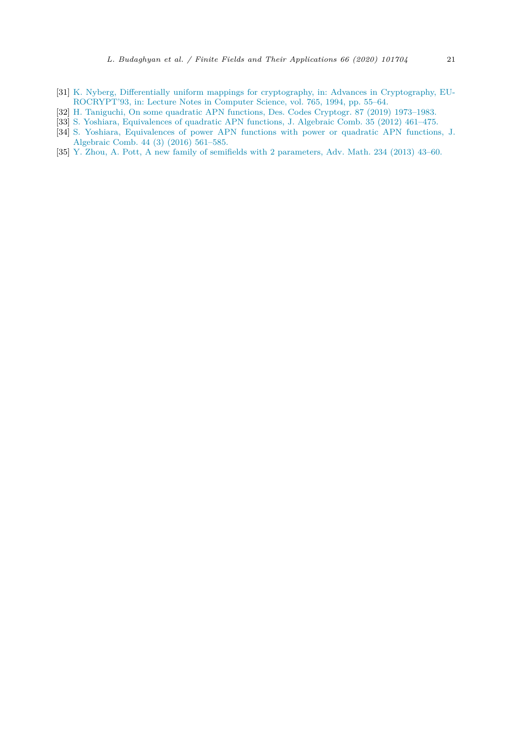[31] K. Nyberg, Differentially uniform mappings for cryptography, in: Advances in Cryptography, EUROCRYPT'93, in: Lecture Notes in Computer Science, vol. 765, 1994, pp. 55–64.

[32] H. Taniguchi, On some quadratic APN functions, Des. Codes Cryptogr. 87 (2019) 1973–1983.

[33] S. Yoshiara, Equivalences of quadratic APN functions, J. Algebraic Comb. 35 (2012) 461–475.

[34] S. Yoshiara, Equivalences of power APN functions with power or quadratic APN functions, J. Algebraic Comb. 44 (3) (2016) 561–585.

[35] Y. Zhou, A. Pott, A new family of semifields with 2 parameters, Adv. Math. 234 (2013) 43–60.